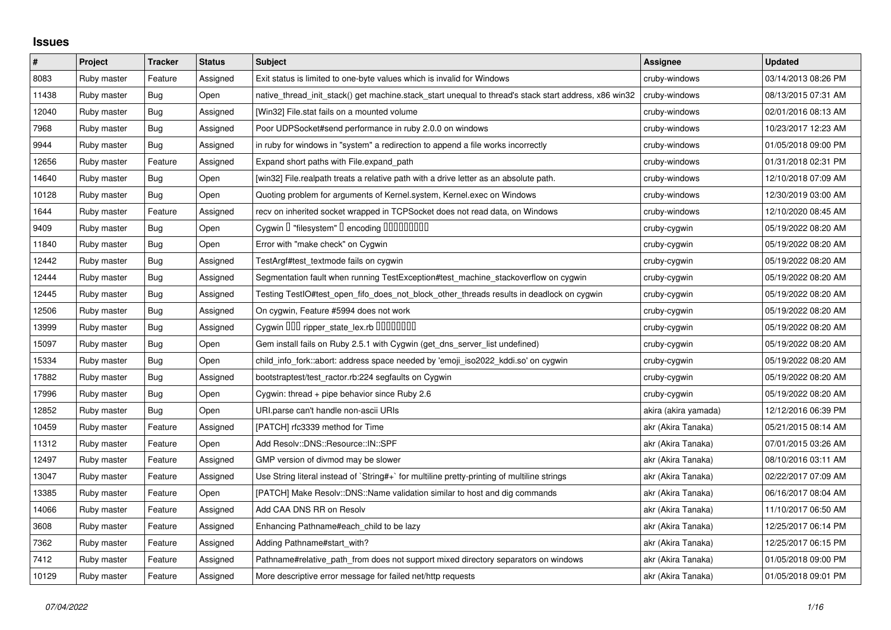# Issues

| # | Project | Tracker | Status | Subject | Assignee | Updated |
|---|---|---|---|---|---|---|
| 8083 | Ruby master | Feature | Assigned | Exit status is limited to one-byte values which is invalid for Windows | cruby-windows | 03/14/2013 08:26 PM |
| 11438 | Ruby master | Bug | Open | native_thread_init_stack() get machine.stack_start unequal to thread's stack start address, x86 win32 | cruby-windows | 08/13/2015 07:31 AM |
| 12040 | Ruby master | Bug | Assigned | [Win32] File.stat fails on a mounted volume | cruby-windows | 02/01/2016 08:13 AM |
| 7968 | Ruby master | Bug | Assigned | Poor UDPSocket#send performance in ruby 2.0.0 on windows | cruby-windows | 10/23/2017 12:23 AM |
| 9944 | Ruby master | Bug | Assigned | in ruby for windows in "system" a redirection to append a file works incorrectly | cruby-windows | 01/05/2018 09:00 PM |
| 12656 | Ruby master | Feature | Assigned | Expand short paths with File.expand_path | cruby-windows | 01/31/2018 02:31 PM |
| 14640 | Ruby master | Bug | Open | [win32] File.realpath treats a relative path with a drive letter as an absolute path. | cruby-windows | 12/10/2018 07:09 AM |
| 10128 | Ruby master | Bug | Open | Quoting problem for arguments of Kernel.system, Kernel.exec on Windows | cruby-windows | 12/30/2019 03:00 AM |
| 1644 | Ruby master | Feature | Assigned | recv on inherited socket wrapped in TCPSocket does not read data, on Windows | cruby-windows | 12/10/2020 08:45 AM |
| 9409 | Ruby master | Bug | Open | Cygwin � "filesystem" � encoding ��������� | cruby-cygwin | 05/19/2022 08:20 AM |
| 11840 | Ruby master | Bug | Open | Error with "make check" on Cygwin | cruby-cygwin | 05/19/2022 08:20 AM |
| 12442 | Ruby master | Bug | Assigned | TestArgf#test_textmode fails on cygwin | cruby-cygwin | 05/19/2022 08:20 AM |
| 12444 | Ruby master | Bug | Assigned | Segmentation fault when running TestException#test_machine_stackoverflow on cygwin | cruby-cygwin | 05/19/2022 08:20 AM |
| 12445 | Ruby master | Bug | Assigned | Testing TestIO#test_open_fifo_does_not_block_other_threads results in deadlock on cygwin | cruby-cygwin | 05/19/2022 08:20 AM |
| 12506 | Ruby master | Bug | Assigned | On cygwin, Feature #5994 does not work | cruby-cygwin | 05/19/2022 08:20 AM |
| 13999 | Ruby master | Bug | Assigned | Cygwin ��� ripper_state_lex.rb �������� | cruby-cygwin | 05/19/2022 08:20 AM |
| 15097 | Ruby master | Bug | Open | Gem install fails on Ruby 2.5.1 with Cygwin (get_dns_server_list undefined) | cruby-cygwin | 05/19/2022 08:20 AM |
| 15334 | Ruby master | Bug | Open | child_info_fork::abort: address space needed by 'emoji_iso2022_kddi.so' on cygwin | cruby-cygwin | 05/19/2022 08:20 AM |
| 17882 | Ruby master | Bug | Assigned | bootstraptest/test_ractor.rb:224 segfaults on Cygwin | cruby-cygwin | 05/19/2022 08:20 AM |
| 17996 | Ruby master | Bug | Open | Cygwin: thread + pipe behavior since Ruby 2.6 | cruby-cygwin | 05/19/2022 08:20 AM |
| 12852 | Ruby master | Bug | Open | URI.parse can't handle non-ascii URIs | akira (akira yamada) | 12/12/2016 06:39 PM |
| 10459 | Ruby master | Feature | Assigned | [PATCH] rfc3339 method for Time | akr (Akira Tanaka) | 05/21/2015 08:14 AM |
| 11312 | Ruby master | Feature | Open | Add Resolv::DNS::Resource::IN::SPF | akr (Akira Tanaka) | 07/01/2015 03:26 AM |
| 12497 | Ruby master | Feature | Assigned | GMP version of divmod may be slower | akr (Akira Tanaka) | 08/10/2016 03:11 AM |
| 13047 | Ruby master | Feature | Assigned | Use String literal instead of `String#+` for multiline pretty-printing of multiline strings | akr (Akira Tanaka) | 02/22/2017 07:09 AM |
| 13385 | Ruby master | Feature | Open | [PATCH] Make Resolv::DNS::Name validation similar to host and dig commands | akr (Akira Tanaka) | 06/16/2017 08:04 AM |
| 14066 | Ruby master | Feature | Assigned | Add CAA DNS RR on Resolv | akr (Akira Tanaka) | 11/10/2017 06:50 AM |
| 3608 | Ruby master | Feature | Assigned | Enhancing Pathname#each_child to be lazy | akr (Akira Tanaka) | 12/25/2017 06:14 PM |
| 7362 | Ruby master | Feature | Assigned | Adding Pathname#start_with? | akr (Akira Tanaka) | 12/25/2017 06:15 PM |
| 7412 | Ruby master | Feature | Assigned | Pathname#relative_path_from does not support mixed directory separators on windows | akr (Akira Tanaka) | 01/05/2018 09:00 PM |
| 10129 | Ruby master | Feature | Assigned | More descriptive error message for failed net/http requests | akr (Akira Tanaka) | 01/05/2018 09:01 PM |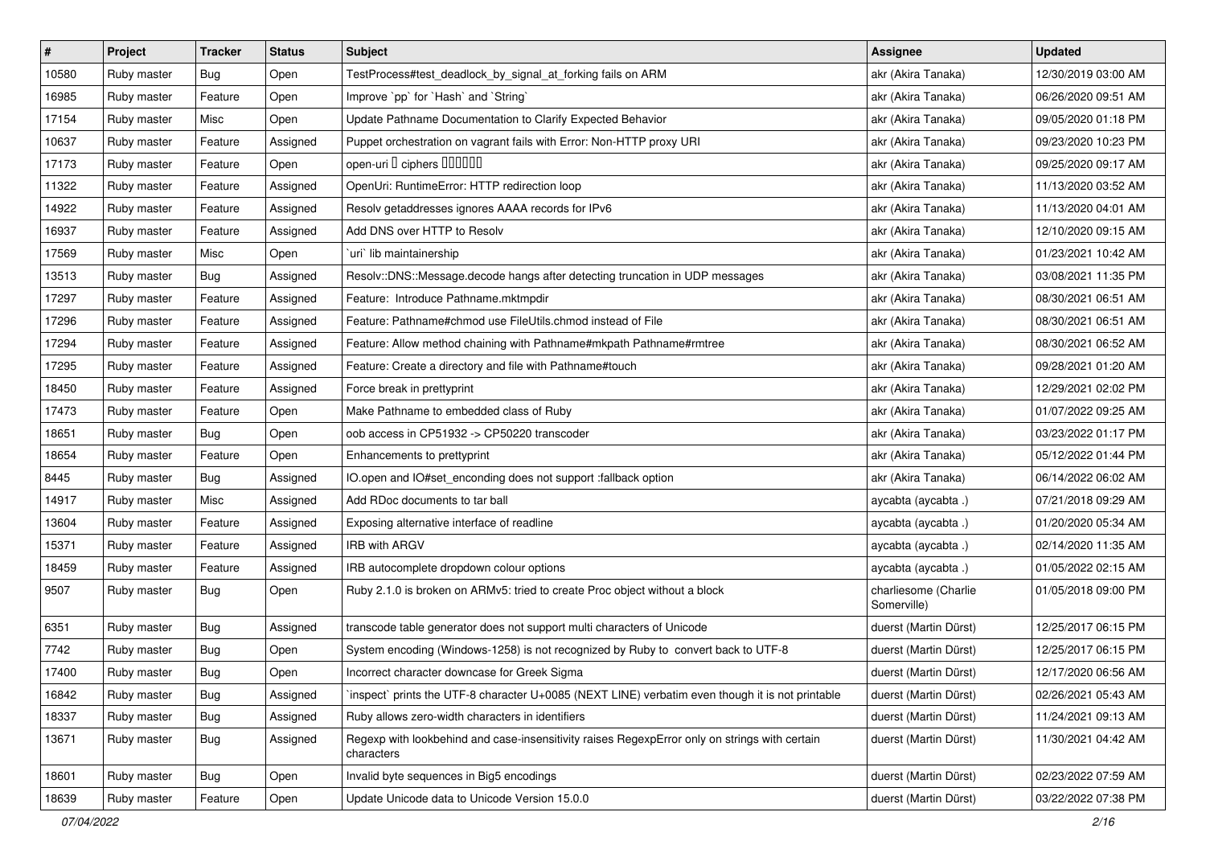| # | Project | Tracker | Status | Subject | Assignee | Updated |
|---|---|---|---|---|---|---|
| 10580 | Ruby master | Bug | Open | TestProcess#test_deadlock_by_signal_at_forking fails on ARM | akr (Akira Tanaka) | 12/30/2019 03:00 AM |
| 16985 | Ruby master | Feature | Open | Improve `pp` for `Hash` and `String` | akr (Akira Tanaka) | 06/26/2020 09:51 AM |
| 17154 | Ruby master | Misc | Open | Update Pathname Documentation to Clarify Expected Behavior | akr (Akira Tanaka) | 09/05/2020 01:18 PM |
| 10637 | Ruby master | Feature | Assigned | Puppet orchestration on vagrant fails with Error: Non-HTTP proxy URI | akr (Akira Tanaka) | 09/23/2020 10:23 PM |
| 17173 | Ruby master | Feature | Open | open-uri � ciphers ������ | akr (Akira Tanaka) | 09/25/2020 09:17 AM |
| 11322 | Ruby master | Feature | Assigned | OpenUri: RuntimeError: HTTP redirection loop | akr (Akira Tanaka) | 11/13/2020 03:52 AM |
| 14922 | Ruby master | Feature | Assigned | Resolv getaddresses ignores AAAA records for IPv6 | akr (Akira Tanaka) | 11/13/2020 04:01 AM |
| 16937 | Ruby master | Feature | Assigned | Add DNS over HTTP to Resolv | akr (Akira Tanaka) | 12/10/2020 09:15 AM |
| 17569 | Ruby master | Misc | Open | `uri` lib maintainership | akr (Akira Tanaka) | 01/23/2021 10:42 AM |
| 13513 | Ruby master | Bug | Assigned | Resolv::DNS::Message.decode hangs after detecting truncation in UDP messages | akr (Akira Tanaka) | 03/08/2021 11:35 PM |
| 17297 | Ruby master | Feature | Assigned | Feature: Introduce Pathname.mktmpdir | akr (Akira Tanaka) | 08/30/2021 06:51 AM |
| 17296 | Ruby master | Feature | Assigned | Feature: Pathname#chmod use FileUtils.chmod instead of File | akr (Akira Tanaka) | 08/30/2021 06:51 AM |
| 17294 | Ruby master | Feature | Assigned | Feature: Allow method chaining with Pathname#mkpath Pathname#rmtree | akr (Akira Tanaka) | 08/30/2021 06:52 AM |
| 17295 | Ruby master | Feature | Assigned | Feature: Create a directory and file with Pathname#touch | akr (Akira Tanaka) | 09/28/2021 01:20 AM |
| 18450 | Ruby master | Feature | Assigned | Force break in prettyprint | akr (Akira Tanaka) | 12/29/2021 02:02 PM |
| 17473 | Ruby master | Feature | Open | Make Pathname to embedded class of Ruby | akr (Akira Tanaka) | 01/07/2022 09:25 AM |
| 18651 | Ruby master | Bug | Open | oob access in CP51932 -> CP50220 transcoder | akr (Akira Tanaka) | 03/23/2022 01:17 PM |
| 18654 | Ruby master | Feature | Open | Enhancements to prettyprint | akr (Akira Tanaka) | 05/12/2022 01:44 PM |
| 8445 | Ruby master | Bug | Assigned | IO.open and IO#set_enconding does not support :fallback option | akr (Akira Tanaka) | 06/14/2022 06:02 AM |
| 14917 | Ruby master | Misc | Assigned | Add RDoc documents to tar ball | aycabta (aycabta .) | 07/21/2018 09:29 AM |
| 13604 | Ruby master | Feature | Assigned | Exposing alternative interface of readline | aycabta (aycabta .) | 01/20/2020 05:34 AM |
| 15371 | Ruby master | Feature | Assigned | IRB with ARGV | aycabta (aycabta .) | 02/14/2020 11:35 AM |
| 18459 | Ruby master | Feature | Assigned | IRB autocomplete dropdown colour options | aycabta (aycabta .) | 01/05/2022 02:15 AM |
| 9507 | Ruby master | Bug | Open | Ruby 2.1.0 is broken on ARMv5: tried to create Proc object without a block | charliesome (Charlie Somerville) | 01/05/2018 09:00 PM |
| 6351 | Ruby master | Bug | Assigned | transcode table generator does not support multi characters of Unicode | duerst (Martin Dürst) | 12/25/2017 06:15 PM |
| 7742 | Ruby master | Bug | Open | System encoding (Windows-1258) is not recognized by Ruby to convert back to UTF-8 | duerst (Martin Dürst) | 12/25/2017 06:15 PM |
| 17400 | Ruby master | Bug | Open | Incorrect character downcase for Greek Sigma | duerst (Martin Dürst) | 12/17/2020 06:56 AM |
| 16842 | Ruby master | Bug | Assigned | `inspect` prints the UTF-8 character U+0085 (NEXT LINE) verbatim even though it is not printable | duerst (Martin Dürst) | 02/26/2021 05:43 AM |
| 18337 | Ruby master | Bug | Assigned | Ruby allows zero-width characters in identifiers | duerst (Martin Dürst) | 11/24/2021 09:13 AM |
| 13671 | Ruby master | Bug | Assigned | Regexp with lookbehind and case-insensitivity raises RegexpError only on strings with certain characters | duerst (Martin Dürst) | 11/30/2021 04:42 AM |
| 18601 | Ruby master | Bug | Open | Invalid byte sequences in Big5 encodings | duerst (Martin Dürst) | 02/23/2022 07:59 AM |
| 18639 | Ruby master | Feature | Open | Update Unicode data to Unicode Version 15.0.0 | duerst (Martin Dürst) | 03/22/2022 07:38 PM |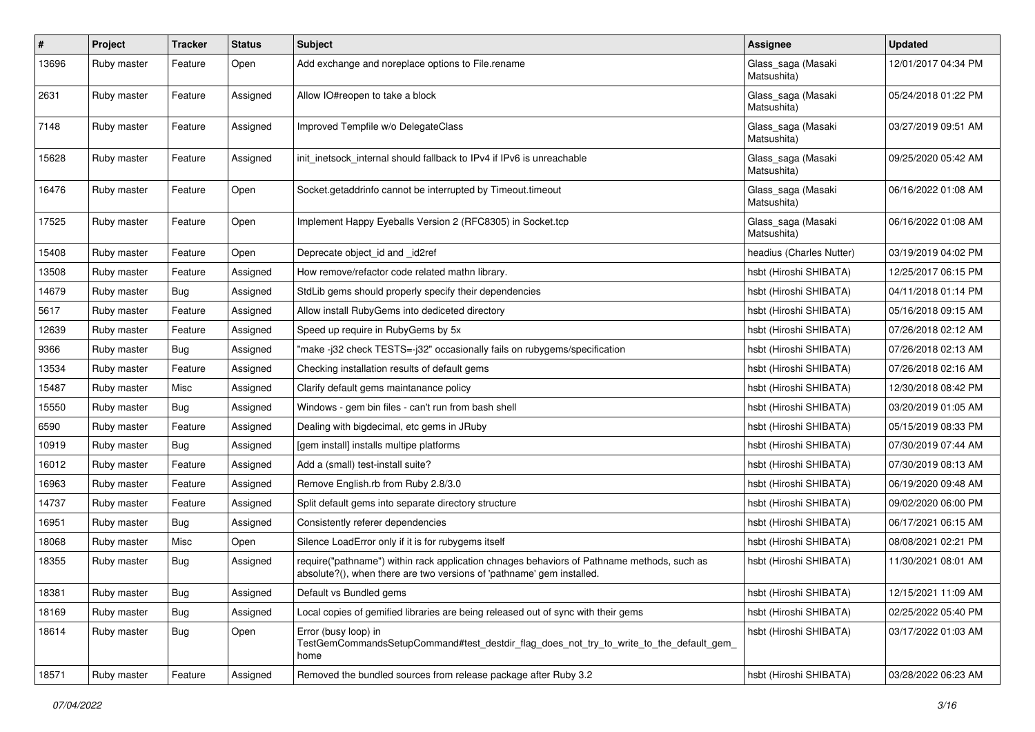| # | Project | Tracker | Status | Subject | Assignee | Updated |
|---|---|---|---|---|---|---|
| 13696 | Ruby master | Feature | Open | Add exchange and noreplace options to File.rename | Glass_saga (Masaki Matsushita) | 12/01/2017 04:34 PM |
| 2631 | Ruby master | Feature | Assigned | Allow IO#reopen to take a block | Glass_saga (Masaki Matsushita) | 05/24/2018 01:22 PM |
| 7148 | Ruby master | Feature | Assigned | Improved Tempfile w/o DelegateClass | Glass_saga (Masaki Matsushita) | 03/27/2019 09:51 AM |
| 15628 | Ruby master | Feature | Assigned | init_inetsock_internal should fallback to IPv4 if IPv6 is unreachable | Glass_saga (Masaki Matsushita) | 09/25/2020 05:42 AM |
| 16476 | Ruby master | Feature | Open | Socket.getaddrinfo cannot be interrupted by Timeout.timeout | Glass_saga (Masaki Matsushita) | 06/16/2022 01:08 AM |
| 17525 | Ruby master | Feature | Open | Implement Happy Eyeballs Version 2 (RFC8305) in Socket.tcp | Glass_saga (Masaki Matsushita) | 06/16/2022 01:08 AM |
| 15408 | Ruby master | Feature | Open | Deprecate object_id and _id2ref | headius (Charles Nutter) | 03/19/2019 04:02 PM |
| 13508 | Ruby master | Feature | Assigned | How remove/refactor code related mathn library. | hsbt (Hiroshi SHIBATA) | 12/25/2017 06:15 PM |
| 14679 | Ruby master | Bug | Assigned | StdLib gems should properly specify their dependencies | hsbt (Hiroshi SHIBATA) | 04/11/2018 01:14 PM |
| 5617 | Ruby master | Feature | Assigned | Allow install RubyGems into dediceted directory | hsbt (Hiroshi SHIBATA) | 05/16/2018 09:15 AM |
| 12639 | Ruby master | Feature | Assigned | Speed up require in RubyGems by 5x | hsbt (Hiroshi SHIBATA) | 07/26/2018 02:12 AM |
| 9366 | Ruby master | Bug | Assigned | "make -j32 check TESTS=-j32" occasionally fails on rubygems/specification | hsbt (Hiroshi SHIBATA) | 07/26/2018 02:13 AM |
| 13534 | Ruby master | Feature | Assigned | Checking installation results of default gems | hsbt (Hiroshi SHIBATA) | 07/26/2018 02:16 AM |
| 15487 | Ruby master | Misc | Assigned | Clarify default gems maintanance policy | hsbt (Hiroshi SHIBATA) | 12/30/2018 08:42 PM |
| 15550 | Ruby master | Bug | Assigned | Windows - gem bin files - can't run from bash shell | hsbt (Hiroshi SHIBATA) | 03/20/2019 01:05 AM |
| 6590 | Ruby master | Feature | Assigned | Dealing with bigdecimal, etc gems in JRuby | hsbt (Hiroshi SHIBATA) | 05/15/2019 08:33 PM |
| 10919 | Ruby master | Bug | Assigned | [gem install] installs multipe platforms | hsbt (Hiroshi SHIBATA) | 07/30/2019 07:44 AM |
| 16012 | Ruby master | Feature | Assigned | Add a (small) test-install suite? | hsbt (Hiroshi SHIBATA) | 07/30/2019 08:13 AM |
| 16963 | Ruby master | Feature | Assigned | Remove English.rb from Ruby 2.8/3.0 | hsbt (Hiroshi SHIBATA) | 06/19/2020 09:48 AM |
| 14737 | Ruby master | Feature | Assigned | Split default gems into separate directory structure | hsbt (Hiroshi SHIBATA) | 09/02/2020 06:00 PM |
| 16951 | Ruby master | Bug | Assigned | Consistently referer dependencies | hsbt (Hiroshi SHIBATA) | 06/17/2021 06:15 AM |
| 18068 | Ruby master | Misc | Open | Silence LoadError only if it is for rubygems itself | hsbt (Hiroshi SHIBATA) | 08/08/2021 02:21 PM |
| 18355 | Ruby master | Bug | Assigned | require("pathname") within rack application chnages behaviors of Pathname methods, such as absolute?(), when there are two versions of 'pathname' gem installed. | hsbt (Hiroshi SHIBATA) | 11/30/2021 08:01 AM |
| 18381 | Ruby master | Bug | Assigned | Default vs Bundled gems | hsbt (Hiroshi SHIBATA) | 12/15/2021 11:09 AM |
| 18169 | Ruby master | Bug | Assigned | Local copies of gemified libraries are being released out of sync with their gems | hsbt (Hiroshi SHIBATA) | 02/25/2022 05:40 PM |
| 18614 | Ruby master | Bug | Open | Error (busy loop) in TestGemCommandsSetupCommand#test_destdir_flag_does_not_try_to_write_to_the_default_gem_home | hsbt (Hiroshi SHIBATA) | 03/17/2022 01:03 AM |
| 18571 | Ruby master | Feature | Assigned | Removed the bundled sources from release package after Ruby 3.2 | hsbt (Hiroshi SHIBATA) | 03/28/2022 06:23 AM |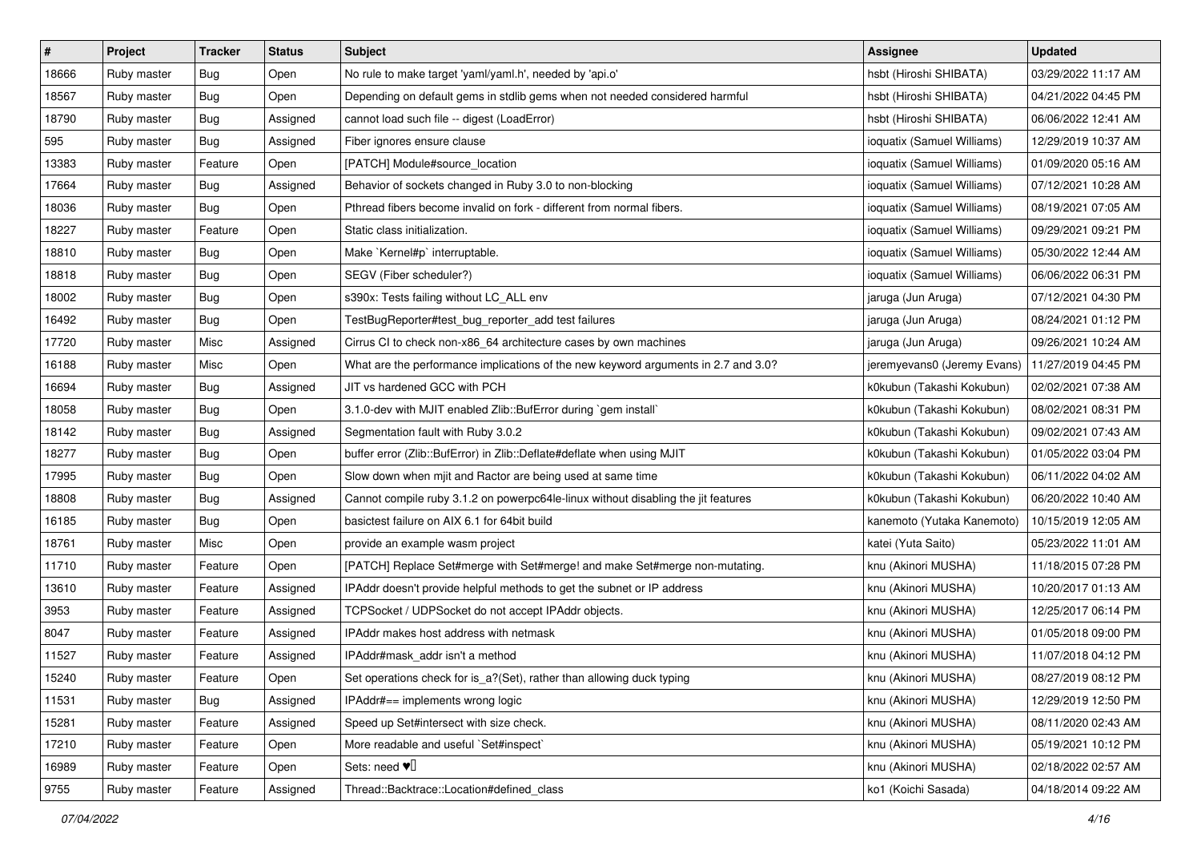| # | Project | Tracker | Status | Subject | Assignee | Updated |
|---|---|---|---|---|---|---|
| 18666 | Ruby master | Bug | Open | No rule to make target 'yaml/yaml.h', needed by 'api.o' | hsbt (Hiroshi SHIBATA) | 03/29/2022 11:17 AM |
| 18567 | Ruby master | Bug | Open | Depending on default gems in stdlib gems when not needed considered harmful | hsbt (Hiroshi SHIBATA) | 04/21/2022 04:45 PM |
| 18790 | Ruby master | Bug | Assigned | cannot load such file -- digest (LoadError) | hsbt (Hiroshi SHIBATA) | 06/06/2022 12:41 AM |
| 595 | Ruby master | Bug | Assigned | Fiber ignores ensure clause | ioquatix (Samuel Williams) | 12/29/2019 10:37 AM |
| 13383 | Ruby master | Feature | Open | [PATCH] Module#source_location | ioquatix (Samuel Williams) | 01/09/2020 05:16 AM |
| 17664 | Ruby master | Bug | Assigned | Behavior of sockets changed in Ruby 3.0 to non-blocking | ioquatix (Samuel Williams) | 07/12/2021 10:28 AM |
| 18036 | Ruby master | Bug | Open | Pthread fibers become invalid on fork - different from normal fibers. | ioquatix (Samuel Williams) | 08/19/2021 07:05 AM |
| 18227 | Ruby master | Feature | Open | Static class initialization. | ioquatix (Samuel Williams) | 09/29/2021 09:21 PM |
| 18810 | Ruby master | Bug | Open | Make `Kernel#p` interruptable. | ioquatix (Samuel Williams) | 05/30/2022 12:44 AM |
| 18818 | Ruby master | Bug | Open | SEGV (Fiber scheduler?) | ioquatix (Samuel Williams) | 06/06/2022 06:31 PM |
| 18002 | Ruby master | Bug | Open | s390x: Tests failing without LC_ALL env | jaruga (Jun Aruga) | 07/12/2021 04:30 PM |
| 16492 | Ruby master | Bug | Open | TestBugReporter#test_bug_reporter_add test failures | jaruga (Jun Aruga) | 08/24/2021 01:12 PM |
| 17720 | Ruby master | Misc | Assigned | Cirrus CI to check non-x86_64 architecture cases by own machines | jaruga (Jun Aruga) | 09/26/2021 10:24 AM |
| 16188 | Ruby master | Misc | Open | What are the performance implications of the new keyword arguments in 2.7 and 3.0? | jeremyevans0 (Jeremy Evans) | 11/27/2019 04:45 PM |
| 16694 | Ruby master | Bug | Assigned | JIT vs hardened GCC with PCH | k0kubun (Takashi Kokubun) | 02/02/2021 07:38 AM |
| 18058 | Ruby master | Bug | Open | 3.1.0-dev with MJIT enabled Zlib::BufError during `gem install` | k0kubun (Takashi Kokubun) | 08/02/2021 08:31 PM |
| 18142 | Ruby master | Bug | Assigned | Segmentation fault with Ruby 3.0.2 | k0kubun (Takashi Kokubun) | 09/02/2021 07:43 AM |
| 18277 | Ruby master | Bug | Open | buffer error (Zlib::BufError) in Zlib::Deflate#deflate when using MJIT | k0kubun (Takashi Kokubun) | 01/05/2022 03:04 PM |
| 17995 | Ruby master | Bug | Open | Slow down when mjit and Ractor are being used at same time | k0kubun (Takashi Kokubun) | 06/11/2022 04:02 AM |
| 18808 | Ruby master | Bug | Assigned | Cannot compile ruby 3.1.2 on powerpc64le-linux without disabling the jit features | k0kubun (Takashi Kokubun) | 06/20/2022 10:40 AM |
| 16185 | Ruby master | Bug | Open | basictest failure on AIX 6.1 for 64bit build | kanemoto (Yutaka Kanemoto) | 10/15/2019 12:05 AM |
| 18761 | Ruby master | Misc | Open | provide an example wasm project | katei (Yuta Saito) | 05/23/2022 11:01 AM |
| 11710 | Ruby master | Feature | Open | [PATCH] Replace Set#merge with Set#merge! and make Set#merge non-mutating. | knu (Akinori MUSHA) | 11/18/2015 07:28 PM |
| 13610 | Ruby master | Feature | Assigned | IPAddr doesn't provide helpful methods to get the subnet or IP address | knu (Akinori MUSHA) | 10/20/2017 01:13 AM |
| 3953 | Ruby master | Feature | Assigned | TCPSocket / UDPSocket do not accept IPAddr objects. | knu (Akinori MUSHA) | 12/25/2017 06:14 PM |
| 8047 | Ruby master | Feature | Assigned | IPAddr makes host address with netmask | knu (Akinori MUSHA) | 01/05/2018 09:00 PM |
| 11527 | Ruby master | Feature | Assigned | IPAddr#mask_addr isn't a method | knu (Akinori MUSHA) | 11/07/2018 04:12 PM |
| 15240 | Ruby master | Feature | Open | Set operations check for is_a?(Set), rather than allowing duck typing | knu (Akinori MUSHA) | 08/27/2019 08:12 PM |
| 11531 | Ruby master | Bug | Assigned | IPAddr#== implements wrong logic | knu (Akinori MUSHA) | 12/29/2019 12:50 PM |
| 15281 | Ruby master | Feature | Assigned | Speed up Set#intersect with size check. | knu (Akinori MUSHA) | 08/11/2020 02:43 AM |
| 17210 | Ruby master | Feature | Open | More readable and useful `Set#inspect` | knu (Akinori MUSHA) | 05/19/2021 10:12 PM |
| 16989 | Ruby master | Feature | Open | Sets: need ♥️ | knu (Akinori MUSHA) | 02/18/2022 02:57 AM |
| 9755 | Ruby master | Feature | Assigned | Thread::Backtrace::Location#defined_class | ko1 (Koichi Sasada) | 04/18/2014 09:22 AM |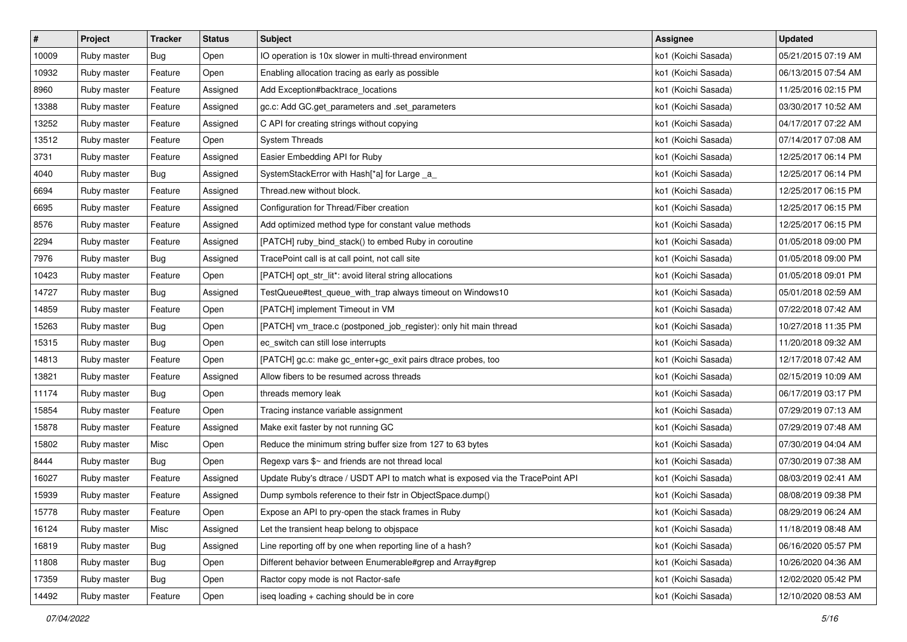| # | Project | Tracker | Status | Subject | Assignee | Updated |
|---|---|---|---|---|---|---|
| 10009 | Ruby master | Bug | Open | IO operation is 10x slower in multi-thread environment | ko1 (Koichi Sasada) | 05/21/2015 07:19 AM |
| 10932 | Ruby master | Feature | Open | Enabling allocation tracing as early as possible | ko1 (Koichi Sasada) | 06/13/2015 07:54 AM |
| 8960 | Ruby master | Feature | Assigned | Add Exception#backtrace_locations | ko1 (Koichi Sasada) | 11/25/2016 02:15 PM |
| 13388 | Ruby master | Feature | Assigned | gc.c: Add GC.get_parameters and .set_parameters | ko1 (Koichi Sasada) | 03/30/2017 10:52 AM |
| 13252 | Ruby master | Feature | Assigned | C API for creating strings without copying | ko1 (Koichi Sasada) | 04/17/2017 07:22 AM |
| 13512 | Ruby master | Feature | Open | System Threads | ko1 (Koichi Sasada) | 07/14/2017 07:08 AM |
| 3731 | Ruby master | Feature | Assigned | Easier Embedding API for Ruby | ko1 (Koichi Sasada) | 12/25/2017 06:14 PM |
| 4040 | Ruby master | Bug | Assigned | SystemStackError with Hash[*a] for Large _a_ | ko1 (Koichi Sasada) | 12/25/2017 06:14 PM |
| 6694 | Ruby master | Feature | Assigned | Thread.new without block. | ko1 (Koichi Sasada) | 12/25/2017 06:15 PM |
| 6695 | Ruby master | Feature | Assigned | Configuration for Thread/Fiber creation | ko1 (Koichi Sasada) | 12/25/2017 06:15 PM |
| 8576 | Ruby master | Feature | Assigned | Add optimized method type for constant value methods | ko1 (Koichi Sasada) | 12/25/2017 06:15 PM |
| 2294 | Ruby master | Feature | Assigned | [PATCH] ruby_bind_stack() to embed Ruby in coroutine | ko1 (Koichi Sasada) | 01/05/2018 09:00 PM |
| 7976 | Ruby master | Bug | Assigned | TracePoint call is at call point, not call site | ko1 (Koichi Sasada) | 01/05/2018 09:00 PM |
| 10423 | Ruby master | Feature | Open | [PATCH] opt_str_lit*: avoid literal string allocations | ko1 (Koichi Sasada) | 01/05/2018 09:01 PM |
| 14727 | Ruby master | Bug | Assigned | TestQueue#test_queue_with_trap always timeout on Windows10 | ko1 (Koichi Sasada) | 05/01/2018 02:59 AM |
| 14859 | Ruby master | Feature | Open | [PATCH] implement Timeout in VM | ko1 (Koichi Sasada) | 07/22/2018 07:42 AM |
| 15263 | Ruby master | Bug | Open | [PATCH] vm_trace.c (postponed_job_register): only hit main thread | ko1 (Koichi Sasada) | 10/27/2018 11:35 PM |
| 15315 | Ruby master | Bug | Open | ec_switch can still lose interrupts | ko1 (Koichi Sasada) | 11/20/2018 09:32 AM |
| 14813 | Ruby master | Feature | Open | [PATCH] gc.c: make gc_enter+gc_exit pairs dtrace probes, too | ko1 (Koichi Sasada) | 12/17/2018 07:42 AM |
| 13821 | Ruby master | Feature | Assigned | Allow fibers to be resumed across threads | ko1 (Koichi Sasada) | 02/15/2019 10:09 AM |
| 11174 | Ruby master | Bug | Open | threads memory leak | ko1 (Koichi Sasada) | 06/17/2019 03:17 PM |
| 15854 | Ruby master | Feature | Open | Tracing instance variable assignment | ko1 (Koichi Sasada) | 07/29/2019 07:13 AM |
| 15878 | Ruby master | Feature | Assigned | Make exit faster by not running GC | ko1 (Koichi Sasada) | 07/29/2019 07:48 AM |
| 15802 | Ruby master | Misc | Open | Reduce the minimum string buffer size from 127 to 63 bytes | ko1 (Koichi Sasada) | 07/30/2019 04:04 AM |
| 8444 | Ruby master | Bug | Open | Regexp vars $~ and friends are not thread local | ko1 (Koichi Sasada) | 07/30/2019 07:38 AM |
| 16027 | Ruby master | Feature | Assigned | Update Ruby's dtrace / USDT API to match what is exposed via the TracePoint API | ko1 (Koichi Sasada) | 08/03/2019 02:41 AM |
| 15939 | Ruby master | Feature | Assigned | Dump symbols reference to their fstr in ObjectSpace.dump() | ko1 (Koichi Sasada) | 08/08/2019 09:38 PM |
| 15778 | Ruby master | Feature | Open | Expose an API to pry-open the stack frames in Ruby | ko1 (Koichi Sasada) | 08/29/2019 06:24 AM |
| 16124 | Ruby master | Misc | Assigned | Let the transient heap belong to objspace | ko1 (Koichi Sasada) | 11/18/2019 08:48 AM |
| 16819 | Ruby master | Bug | Assigned | Line reporting off by one when reporting line of a hash? | ko1 (Koichi Sasada) | 06/16/2020 05:57 PM |
| 11808 | Ruby master | Bug | Open | Different behavior between Enumerable#grep and Array#grep | ko1 (Koichi Sasada) | 10/26/2020 04:36 AM |
| 17359 | Ruby master | Bug | Open | Ractor copy mode is not Ractor-safe | ko1 (Koichi Sasada) | 12/02/2020 05:42 PM |
| 14492 | Ruby master | Feature | Open | iseq loading + caching should be in core | ko1 (Koichi Sasada) | 12/10/2020 08:53 AM |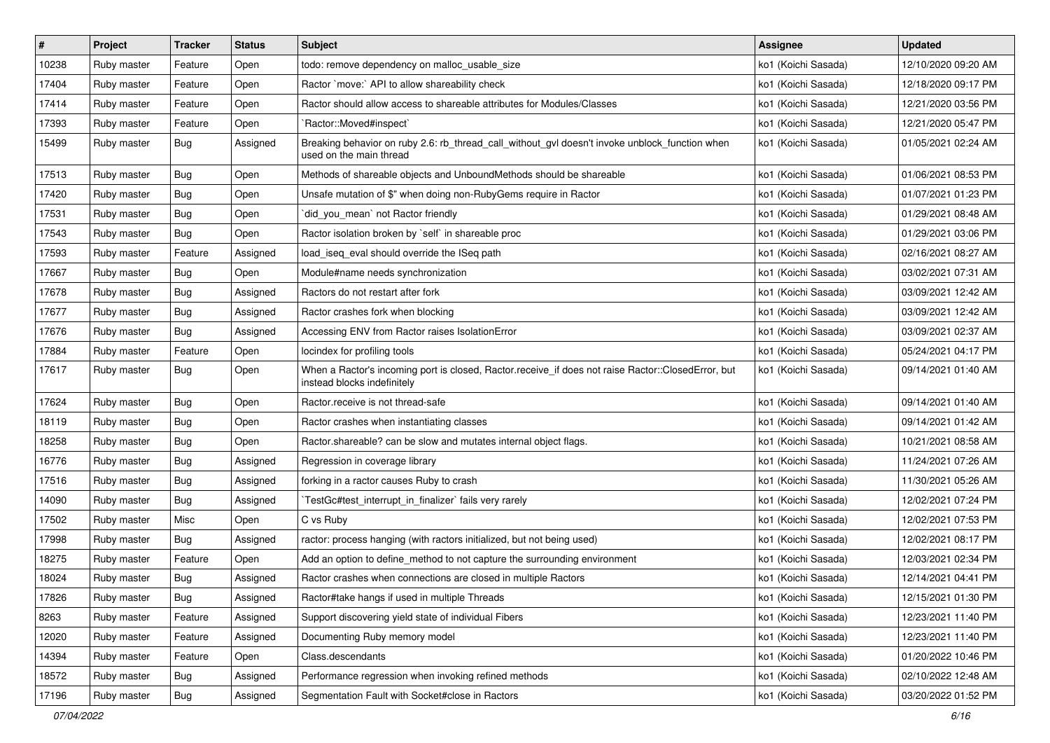| # | Project | Tracker | Status | Subject | Assignee | Updated |
|---|---|---|---|---|---|---|
| 10238 | Ruby master | Feature | Open | todo: remove dependency on malloc_usable_size | ko1 (Koichi Sasada) | 12/10/2020 09:20 AM |
| 17404 | Ruby master | Feature | Open | Ractor `move:` API to allow shareability check | ko1 (Koichi Sasada) | 12/18/2020 09:17 PM |
| 17414 | Ruby master | Feature | Open | Ractor should allow access to shareable attributes for Modules/Classes | ko1 (Koichi Sasada) | 12/21/2020 03:56 PM |
| 17393 | Ruby master | Feature | Open | `Ractor::Moved#inspect` | ko1 (Koichi Sasada) | 12/21/2020 05:47 PM |
| 15499 | Ruby master | Bug | Assigned | Breaking behavior on ruby 2.6: rb_thread_call_without_gvl doesn't invoke unblock_function when used on the main thread | ko1 (Koichi Sasada) | 01/05/2021 02:24 AM |
| 17513 | Ruby master | Bug | Open | Methods of shareable objects and UnboundMethods should be shareable | ko1 (Koichi Sasada) | 01/06/2021 08:53 PM |
| 17420 | Ruby master | Bug | Open | Unsafe mutation of $" when doing non-RubyGems require in Ractor | ko1 (Koichi Sasada) | 01/07/2021 01:23 PM |
| 17531 | Ruby master | Bug | Open | `did_you_mean` not Ractor friendly | ko1 (Koichi Sasada) | 01/29/2021 08:48 AM |
| 17543 | Ruby master | Bug | Open | Ractor isolation broken by `self` in shareable proc | ko1 (Koichi Sasada) | 01/29/2021 03:06 PM |
| 17593 | Ruby master | Feature | Assigned | load_iseq_eval should override the ISeq path | ko1 (Koichi Sasada) | 02/16/2021 08:27 AM |
| 17667 | Ruby master | Bug | Open | Module#name needs synchronization | ko1 (Koichi Sasada) | 03/02/2021 07:31 AM |
| 17678 | Ruby master | Bug | Assigned | Ractors do not restart after fork | ko1 (Koichi Sasada) | 03/09/2021 12:42 AM |
| 17677 | Ruby master | Bug | Assigned | Ractor crashes fork when blocking | ko1 (Koichi Sasada) | 03/09/2021 12:42 AM |
| 17676 | Ruby master | Bug | Assigned | Accessing ENV from Ractor raises IsolationError | ko1 (Koichi Sasada) | 03/09/2021 02:37 AM |
| 17884 | Ruby master | Feature | Open | locindex for profiling tools | ko1 (Koichi Sasada) | 05/24/2021 04:17 PM |
| 17617 | Ruby master | Bug | Open | When a Ractor's incoming port is closed, Ractor.receive_if does not raise Ractor::ClosedError, but instead blocks indefinitely | ko1 (Koichi Sasada) | 09/14/2021 01:40 AM |
| 17624 | Ruby master | Bug | Open | Ractor.receive is not thread-safe | ko1 (Koichi Sasada) | 09/14/2021 01:40 AM |
| 18119 | Ruby master | Bug | Open | Ractor crashes when instantiating classes | ko1 (Koichi Sasada) | 09/14/2021 01:42 AM |
| 18258 | Ruby master | Bug | Open | Ractor.shareable? can be slow and mutates internal object flags. | ko1 (Koichi Sasada) | 10/21/2021 08:58 AM |
| 16776 | Ruby master | Bug | Assigned | Regression in coverage library | ko1 (Koichi Sasada) | 11/24/2021 07:26 AM |
| 17516 | Ruby master | Bug | Assigned | forking in a ractor causes Ruby to crash | ko1 (Koichi Sasada) | 11/30/2021 05:26 AM |
| 14090 | Ruby master | Bug | Assigned | `TestGc#test_interrupt_in_finalizer` fails very rarely | ko1 (Koichi Sasada) | 12/02/2021 07:24 PM |
| 17502 | Ruby master | Misc | Open | C vs Ruby | ko1 (Koichi Sasada) | 12/02/2021 07:53 PM |
| 17998 | Ruby master | Bug | Assigned | ractor: process hanging (with ractors initialized, but not being used) | ko1 (Koichi Sasada) | 12/02/2021 08:17 PM |
| 18275 | Ruby master | Feature | Open | Add an option to define_method to not capture the surrounding environment | ko1 (Koichi Sasada) | 12/03/2021 02:34 PM |
| 18024 | Ruby master | Bug | Assigned | Ractor crashes when connections are closed in multiple Ractors | ko1 (Koichi Sasada) | 12/14/2021 04:41 PM |
| 17826 | Ruby master | Bug | Assigned | Ractor#take hangs if used in multiple Threads | ko1 (Koichi Sasada) | 12/15/2021 01:30 PM |
| 8263 | Ruby master | Feature | Assigned | Support discovering yield state of individual Fibers | ko1 (Koichi Sasada) | 12/23/2021 11:40 PM |
| 12020 | Ruby master | Feature | Assigned | Documenting Ruby memory model | ko1 (Koichi Sasada) | 12/23/2021 11:40 PM |
| 14394 | Ruby master | Feature | Open | Class.descendants | ko1 (Koichi Sasada) | 01/20/2022 10:46 PM |
| 18572 | Ruby master | Bug | Assigned | Performance regression when invoking refined methods | ko1 (Koichi Sasada) | 02/10/2022 12:48 AM |
| 17196 | Ruby master | Bug | Assigned | Segmentation Fault with Socket#close in Ractors | ko1 (Koichi Sasada) | 03/20/2022 01:52 PM |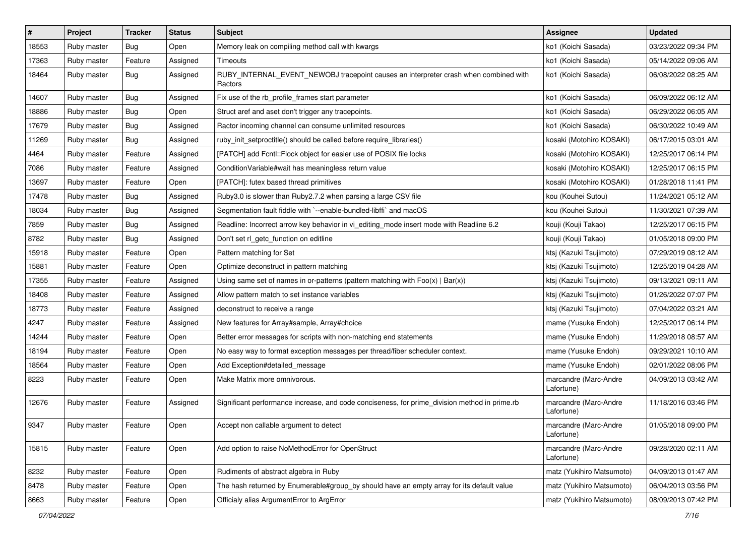| # | Project | Tracker | Status | Subject | Assignee | Updated |
|---|---|---|---|---|---|---|
| 18553 | Ruby master | Bug | Open | Memory leak on compiling method call with kwargs | ko1 (Koichi Sasada) | 03/23/2022 09:34 PM |
| 17363 | Ruby master | Feature | Assigned | Timeouts | ko1 (Koichi Sasada) | 05/14/2022 09:06 AM |
| 18464 | Ruby master | Bug | Assigned | RUBY_INTERNAL_EVENT_NEWOBJ tracepoint causes an interpreter crash when combined with Ractors | ko1 (Koichi Sasada) | 06/08/2022 08:25 AM |
| 14607 | Ruby master | Bug | Assigned | Fix use of the rb_profile_frames start parameter | ko1 (Koichi Sasada) | 06/09/2022 06:12 AM |
| 18886 | Ruby master | Bug | Open | Struct aref and aset don't trigger any tracepoints. | ko1 (Koichi Sasada) | 06/29/2022 06:05 AM |
| 17679 | Ruby master | Bug | Assigned | Ractor incoming channel can consume unlimited resources | ko1 (Koichi Sasada) | 06/30/2022 10:49 AM |
| 11269 | Ruby master | Bug | Assigned | ruby_init_setproctitle() should be called before require_libraries() | kosaki (Motohiro KOSAKI) | 06/17/2015 03:01 AM |
| 4464 | Ruby master | Feature | Assigned | [PATCH] add Fcntl::Flock object for easier use of POSIX file locks | kosaki (Motohiro KOSAKI) | 12/25/2017 06:14 PM |
| 7086 | Ruby master | Feature | Assigned | ConditionVariable#wait has meaningless return value | kosaki (Motohiro KOSAKI) | 12/25/2017 06:15 PM |
| 13697 | Ruby master | Feature | Open | [PATCH]: futex based thread primitives | kosaki (Motohiro KOSAKI) | 01/28/2018 11:41 PM |
| 17478 | Ruby master | Bug | Assigned | Ruby3.0 is slower than Ruby2.7.2 when parsing a large CSV file | kou (Kouhei Sutou) | 11/24/2021 05:12 AM |
| 18034 | Ruby master | Bug | Assigned | Segmentation fault fiddle with `--enable-bundled-libffi` and macOS | kou (Kouhei Sutou) | 11/30/2021 07:39 AM |
| 7859 | Ruby master | Bug | Assigned | Readline: Incorrect arrow key behavior in vi_editing_mode insert mode with Readline 6.2 | kouji (Kouji Takao) | 12/25/2017 06:15 PM |
| 8782 | Ruby master | Bug | Assigned | Don't set rl_getc_function on editline | kouji (Kouji Takao) | 01/05/2018 09:00 PM |
| 15918 | Ruby master | Feature | Open | Pattern matching for Set | ktsj (Kazuki Tsujimoto) | 07/29/2019 08:12 AM |
| 15881 | Ruby master | Feature | Open | Optimize deconstruct in pattern matching | ktsj (Kazuki Tsujimoto) | 12/25/2019 04:28 AM |
| 17355 | Ruby master | Feature | Assigned | Using same set of names in or-patterns (pattern matching with Foo(x) \| Bar(x)) | ktsj (Kazuki Tsujimoto) | 09/13/2021 09:11 AM |
| 18408 | Ruby master | Feature | Assigned | Allow pattern match to set instance variables | ktsj (Kazuki Tsujimoto) | 01/26/2022 07:07 PM |
| 18773 | Ruby master | Feature | Assigned | deconstruct to receive a range | ktsj (Kazuki Tsujimoto) | 07/04/2022 03:21 AM |
| 4247 | Ruby master | Feature | Assigned | New features for Array#sample, Array#choice | mame (Yusuke Endoh) | 12/25/2017 06:14 PM |
| 14244 | Ruby master | Feature | Open | Better error messages for scripts with non-matching end statements | mame (Yusuke Endoh) | 11/29/2018 08:57 AM |
| 18194 | Ruby master | Feature | Open | No easy way to format exception messages per thread/fiber scheduler context. | mame (Yusuke Endoh) | 09/29/2021 10:10 AM |
| 18564 | Ruby master | Feature | Open | Add Exception#detailed_message | mame (Yusuke Endoh) | 02/01/2022 08:06 PM |
| 8223 | Ruby master | Feature | Open | Make Matrix more omnivorous. | marcandre (Marc-Andre Lafortune) | 04/09/2013 03:42 AM |
| 12676 | Ruby master | Feature | Assigned | Significant performance increase, and code conciseness, for prime_division method in prime.rb | marcandre (Marc-Andre Lafortune) | 11/18/2016 03:46 PM |
| 9347 | Ruby master | Feature | Open | Accept non callable argument to detect | marcandre (Marc-Andre Lafortune) | 01/05/2018 09:00 PM |
| 15815 | Ruby master | Feature | Open | Add option to raise NoMethodError for OpenStruct | marcandre (Marc-Andre Lafortune) | 09/28/2020 02:11 AM |
| 8232 | Ruby master | Feature | Open | Rudiments of abstract algebra in Ruby | matz (Yukihiro Matsumoto) | 04/09/2013 01:47 AM |
| 8478 | Ruby master | Feature | Open | The hash returned by Enumerable#group_by should have an empty array for its default value | matz (Yukihiro Matsumoto) | 06/04/2013 03:56 PM |
| 8663 | Ruby master | Feature | Open | Officialy alias ArgumentError to ArgError | matz (Yukihiro Matsumoto) | 08/09/2013 07:42 PM |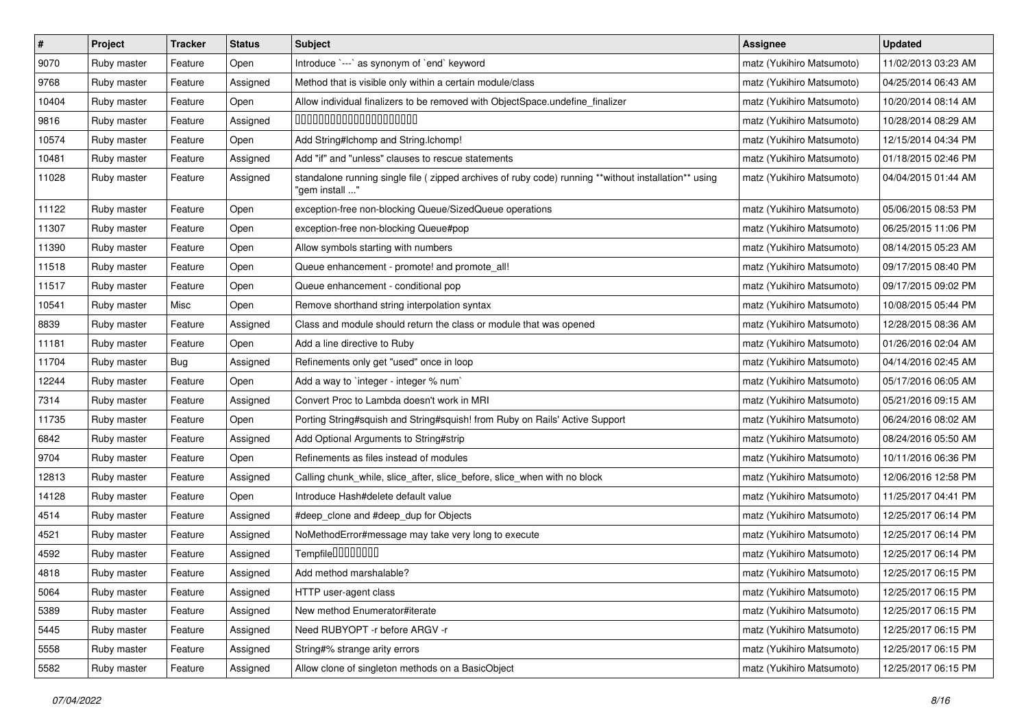| # | Project | Tracker | Status | Subject | Assignee | Updated |
|---|---|---|---|---|---|---|
| 9070 | Ruby master | Feature | Open | Introduce `---` as synonym of `end` keyword | matz (Yukihiro Matsumoto) | 11/02/2013 03:23 AM |
| 9768 | Ruby master | Feature | Assigned | Method that is visible only within a certain module/class | matz (Yukihiro Matsumoto) | 04/25/2014 06:43 AM |
| 10404 | Ruby master | Feature | Open | Allow individual finalizers to be removed with ObjectSpace.undefine_finalizer | matz (Yukihiro Matsumoto) | 10/20/2014 08:14 AM |
| 9816 | Ruby master | Feature | Assigned | 00000000000000000000 | matz (Yukihiro Matsumoto) | 10/28/2014 08:29 AM |
| 10574 | Ruby master | Feature | Open | Add String#lchomp and String.lchomp! | matz (Yukihiro Matsumoto) | 12/15/2014 04:34 PM |
| 10481 | Ruby master | Feature | Assigned | Add "if" and "unless" clauses to rescue statements | matz (Yukihiro Matsumoto) | 01/18/2015 02:46 PM |
| 11028 | Ruby master | Feature | Assigned | standalone running single file ( zipped archives of ruby code) running **without installation** using "gem install ..." | matz (Yukihiro Matsumoto) | 04/04/2015 01:44 AM |
| 11122 | Ruby master | Feature | Open | exception-free non-blocking Queue/SizedQueue operations | matz (Yukihiro Matsumoto) | 05/06/2015 08:53 PM |
| 11307 | Ruby master | Feature | Open | exception-free non-blocking Queue#pop | matz (Yukihiro Matsumoto) | 06/25/2015 11:06 PM |
| 11390 | Ruby master | Feature | Open | Allow symbols starting with numbers | matz (Yukihiro Matsumoto) | 08/14/2015 05:23 AM |
| 11518 | Ruby master | Feature | Open | Queue enhancement - promote! and promote_all! | matz (Yukihiro Matsumoto) | 09/17/2015 08:40 PM |
| 11517 | Ruby master | Feature | Open | Queue enhancement - conditional pop | matz (Yukihiro Matsumoto) | 09/17/2015 09:02 PM |
| 10541 | Ruby master | Misc | Open | Remove shorthand string interpolation syntax | matz (Yukihiro Matsumoto) | 10/08/2015 05:44 PM |
| 8839 | Ruby master | Feature | Assigned | Class and module should return the class or module that was opened | matz (Yukihiro Matsumoto) | 12/28/2015 08:36 AM |
| 11181 | Ruby master | Feature | Open | Add a line directive to Ruby | matz (Yukihiro Matsumoto) | 01/26/2016 02:04 AM |
| 11704 | Ruby master | Bug | Assigned | Refinements only get "used" once in loop | matz (Yukihiro Matsumoto) | 04/14/2016 02:45 AM |
| 12244 | Ruby master | Feature | Open | Add a way to `integer - integer % num` | matz (Yukihiro Matsumoto) | 05/17/2016 06:05 AM |
| 7314 | Ruby master | Feature | Assigned | Convert Proc to Lambda doesn't work in MRI | matz (Yukihiro Matsumoto) | 05/21/2016 09:15 AM |
| 11735 | Ruby master | Feature | Open | Porting String#squish and String#squish! from Ruby on Rails' Active Support | matz (Yukihiro Matsumoto) | 06/24/2016 08:02 AM |
| 6842 | Ruby master | Feature | Assigned | Add Optional Arguments to String#strip | matz (Yukihiro Matsumoto) | 08/24/2016 05:50 AM |
| 9704 | Ruby master | Feature | Open | Refinements as files instead of modules | matz (Yukihiro Matsumoto) | 10/11/2016 06:36 PM |
| 12813 | Ruby master | Feature | Assigned | Calling chunk_while, slice_after, slice_before, slice_when with no block | matz (Yukihiro Matsumoto) | 12/06/2016 12:58 PM |
| 14128 | Ruby master | Feature | Open | Introduce Hash#delete default value | matz (Yukihiro Matsumoto) | 11/25/2017 04:41 PM |
| 4514 | Ruby master | Feature | Assigned | #deep_clone and #deep_dup for Objects | matz (Yukihiro Matsumoto) | 12/25/2017 06:14 PM |
| 4521 | Ruby master | Feature | Assigned | NoMethodError#message may take very long to execute | matz (Yukihiro Matsumoto) | 12/25/2017 06:14 PM |
| 4592 | Ruby master | Feature | Assigned | Tempfile00000000 | matz (Yukihiro Matsumoto) | 12/25/2017 06:14 PM |
| 4818 | Ruby master | Feature | Assigned | Add method marshalable? | matz (Yukihiro Matsumoto) | 12/25/2017 06:15 PM |
| 5064 | Ruby master | Feature | Assigned | HTTP user-agent class | matz (Yukihiro Matsumoto) | 12/25/2017 06:15 PM |
| 5389 | Ruby master | Feature | Assigned | New method Enumerator#iterate | matz (Yukihiro Matsumoto) | 12/25/2017 06:15 PM |
| 5445 | Ruby master | Feature | Assigned | Need RUBYOPT -r before ARGV -r | matz (Yukihiro Matsumoto) | 12/25/2017 06:15 PM |
| 5558 | Ruby master | Feature | Assigned | String#% strange arity errors | matz (Yukihiro Matsumoto) | 12/25/2017 06:15 PM |
| 5582 | Ruby master | Feature | Assigned | Allow clone of singleton methods on a BasicObject | matz (Yukihiro Matsumoto) | 12/25/2017 06:15 PM |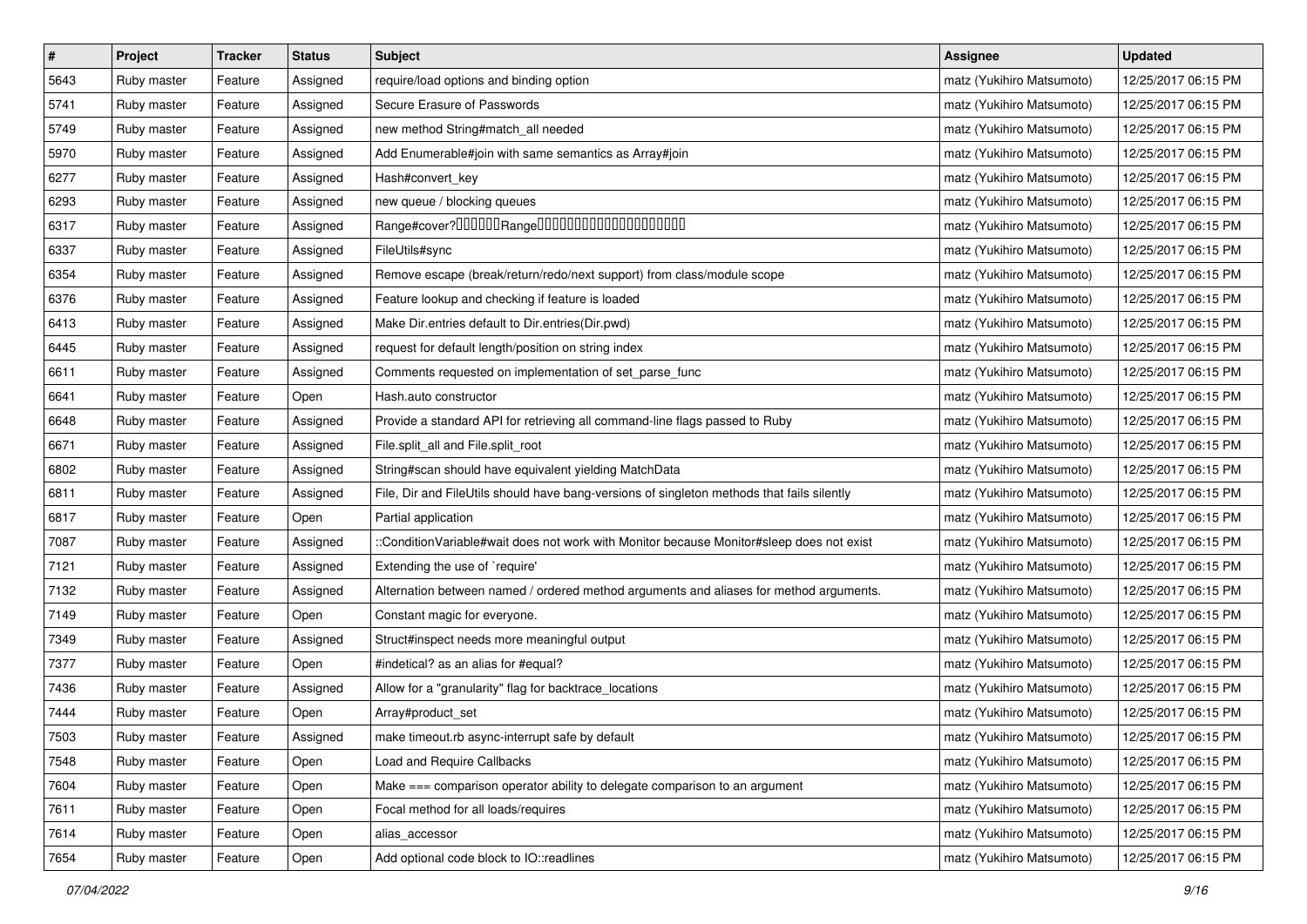| # | Project | Tracker | Status | Subject | Assignee | Updated |
| --- | --- | --- | --- | --- | --- | --- |
| 5643 | Ruby master | Feature | Assigned | require/load options and binding option | matz (Yukihiro Matsumoto) | 12/25/2017 06:15 PM |
| 5741 | Ruby master | Feature | Assigned | Secure Erasure of Passwords | matz (Yukihiro Matsumoto) | 12/25/2017 06:15 PM |
| 5749 | Ruby master | Feature | Assigned | new method String#match_all needed | matz (Yukihiro Matsumoto) | 12/25/2017 06:15 PM |
| 5970 | Ruby master | Feature | Assigned | Add Enumerable#join with same semantics as Array#join | matz (Yukihiro Matsumoto) | 12/25/2017 06:15 PM |
| 6277 | Ruby master | Feature | Assigned | Hash#convert_key | matz (Yukihiro Matsumoto) | 12/25/2017 06:15 PM |
| 6293 | Ruby master | Feature | Assigned | new queue / blocking queues | matz (Yukihiro Matsumoto) | 12/25/2017 06:15 PM |
| 6317 | Ruby master | Feature | Assigned | Range#cover?□□□□□□Range□□□□□□□□□□□□□□□□□□□□ | matz (Yukihiro Matsumoto) | 12/25/2017 06:15 PM |
| 6337 | Ruby master | Feature | Assigned | FileUtils#sync | matz (Yukihiro Matsumoto) | 12/25/2017 06:15 PM |
| 6354 | Ruby master | Feature | Assigned | Remove escape (break/return/redo/next support) from class/module scope | matz (Yukihiro Matsumoto) | 12/25/2017 06:15 PM |
| 6376 | Ruby master | Feature | Assigned | Feature lookup and checking if feature is loaded | matz (Yukihiro Matsumoto) | 12/25/2017 06:15 PM |
| 6413 | Ruby master | Feature | Assigned | Make Dir.entries default to Dir.entries(Dir.pwd) | matz (Yukihiro Matsumoto) | 12/25/2017 06:15 PM |
| 6445 | Ruby master | Feature | Assigned | request for default length/position on string index | matz (Yukihiro Matsumoto) | 12/25/2017 06:15 PM |
| 6611 | Ruby master | Feature | Assigned | Comments requested on implementation of set_parse_func | matz (Yukihiro Matsumoto) | 12/25/2017 06:15 PM |
| 6641 | Ruby master | Feature | Open | Hash.auto constructor | matz (Yukihiro Matsumoto) | 12/25/2017 06:15 PM |
| 6648 | Ruby master | Feature | Assigned | Provide a standard API for retrieving all command-line flags passed to Ruby | matz (Yukihiro Matsumoto) | 12/25/2017 06:15 PM |
| 6671 | Ruby master | Feature | Assigned | File.split_all and File.split_root | matz (Yukihiro Matsumoto) | 12/25/2017 06:15 PM |
| 6802 | Ruby master | Feature | Assigned | String#scan should have equivalent yielding MatchData | matz (Yukihiro Matsumoto) | 12/25/2017 06:15 PM |
| 6811 | Ruby master | Feature | Assigned | File, Dir and FileUtils should have bang-versions of singleton methods that fails silently | matz (Yukihiro Matsumoto) | 12/25/2017 06:15 PM |
| 6817 | Ruby master | Feature | Open | Partial application | matz (Yukihiro Matsumoto) | 12/25/2017 06:15 PM |
| 7087 | Ruby master | Feature | Assigned | ::ConditionVariable#wait does not work with Monitor because Monitor#sleep does not exist | matz (Yukihiro Matsumoto) | 12/25/2017 06:15 PM |
| 7121 | Ruby master | Feature | Assigned | Extending the use of `require' | matz (Yukihiro Matsumoto) | 12/25/2017 06:15 PM |
| 7132 | Ruby master | Feature | Assigned | Alternation between named / ordered method arguments and aliases for method arguments. | matz (Yukihiro Matsumoto) | 12/25/2017 06:15 PM |
| 7149 | Ruby master | Feature | Open | Constant magic for everyone. | matz (Yukihiro Matsumoto) | 12/25/2017 06:15 PM |
| 7349 | Ruby master | Feature | Assigned | Struct#inspect needs more meaningful output | matz (Yukihiro Matsumoto) | 12/25/2017 06:15 PM |
| 7377 | Ruby master | Feature | Open | #indetical? as an alias for #equal? | matz (Yukihiro Matsumoto) | 12/25/2017 06:15 PM |
| 7436 | Ruby master | Feature | Assigned | Allow for a "granularity" flag for backtrace_locations | matz (Yukihiro Matsumoto) | 12/25/2017 06:15 PM |
| 7444 | Ruby master | Feature | Open | Array#product_set | matz (Yukihiro Matsumoto) | 12/25/2017 06:15 PM |
| 7503 | Ruby master | Feature | Assigned | make timeout.rb async-interrupt safe by default | matz (Yukihiro Matsumoto) | 12/25/2017 06:15 PM |
| 7548 | Ruby master | Feature | Open | Load and Require Callbacks | matz (Yukihiro Matsumoto) | 12/25/2017 06:15 PM |
| 7604 | Ruby master | Feature | Open | Make === comparison operator ability to delegate comparison to an argument | matz (Yukihiro Matsumoto) | 12/25/2017 06:15 PM |
| 7611 | Ruby master | Feature | Open | Focal method for all loads/requires | matz (Yukihiro Matsumoto) | 12/25/2017 06:15 PM |
| 7614 | Ruby master | Feature | Open | alias_accessor | matz (Yukihiro Matsumoto) | 12/25/2017 06:15 PM |
| 7654 | Ruby master | Feature | Open | Add optional code block to IO::readlines | matz (Yukihiro Matsumoto) | 12/25/2017 06:15 PM |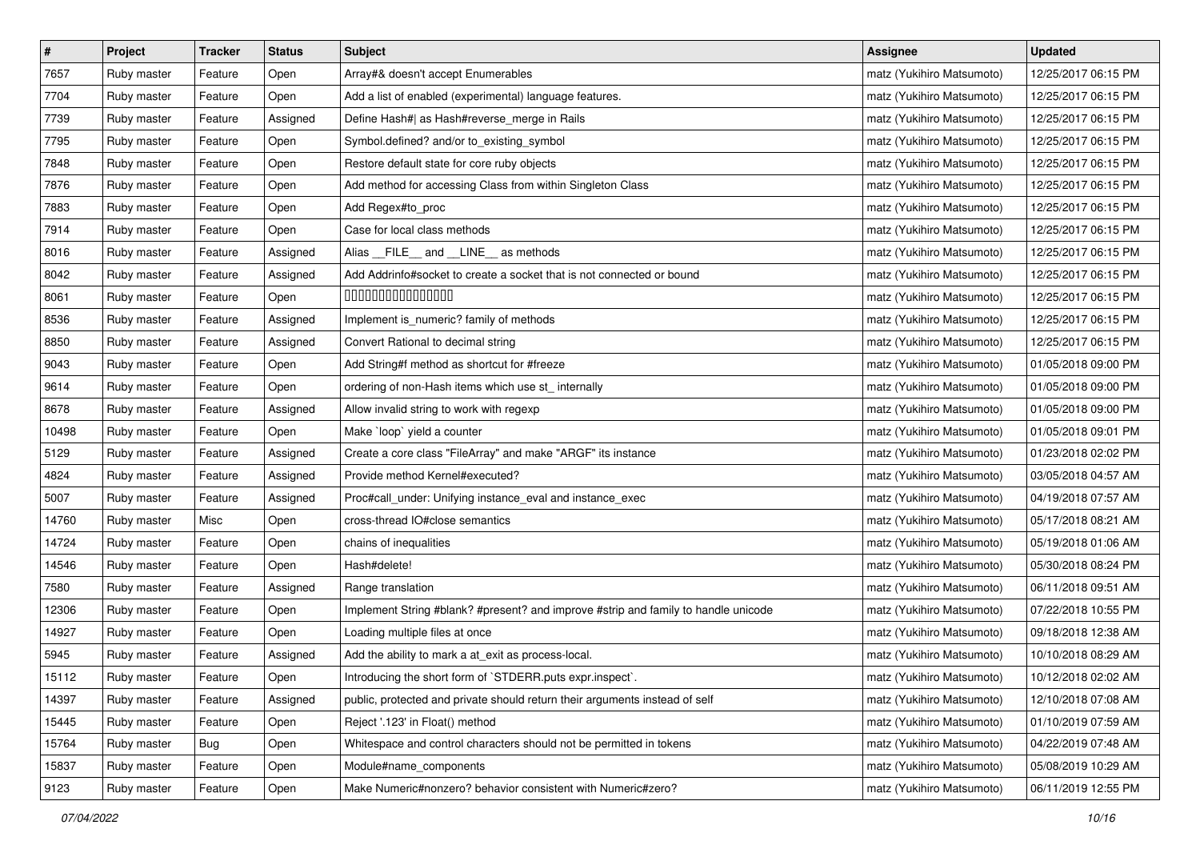| # | Project | Tracker | Status | Subject | Assignee | Updated |
|---|---|---|---|---|---|---|
| 7657 | Ruby master | Feature | Open | Array#& doesn't accept Enumerables | matz (Yukihiro Matsumoto) | 12/25/2017 06:15 PM |
| 7704 | Ruby master | Feature | Open | Add a list of enabled (experimental) language features. | matz (Yukihiro Matsumoto) | 12/25/2017 06:15 PM |
| 7739 | Ruby master | Feature | Assigned | Define Hash#\| as Hash#reverse_merge in Rails | matz (Yukihiro Matsumoto) | 12/25/2017 06:15 PM |
| 7795 | Ruby master | Feature | Open | Symbol.defined? and/or to_existing_symbol | matz (Yukihiro Matsumoto) | 12/25/2017 06:15 PM |
| 7848 | Ruby master | Feature | Open | Restore default state for core ruby objects | matz (Yukihiro Matsumoto) | 12/25/2017 06:15 PM |
| 7876 | Ruby master | Feature | Open | Add method for accessing Class from within Singleton Class | matz (Yukihiro Matsumoto) | 12/25/2017 06:15 PM |
| 7883 | Ruby master | Feature | Open | Add Regex#to_proc | matz (Yukihiro Matsumoto) | 12/25/2017 06:15 PM |
| 7914 | Ruby master | Feature | Open | Case for local class methods | matz (Yukihiro Matsumoto) | 12/25/2017 06:15 PM |
| 8016 | Ruby master | Feature | Assigned | Alias __FILE__ and __LINE__ as methods | matz (Yukihiro Matsumoto) | 12/25/2017 06:15 PM |
| 8042 | Ruby master | Feature | Assigned | Add Addrinfo#socket to create a socket that is not connected or bound | matz (Yukihiro Matsumoto) | 12/25/2017 06:15 PM |
| 8061 | Ruby master | Feature | Open | □□□□□□□□□□□□□□□□ | matz (Yukihiro Matsumoto) | 12/25/2017 06:15 PM |
| 8536 | Ruby master | Feature | Assigned | Implement is_numeric? family of methods | matz (Yukihiro Matsumoto) | 12/25/2017 06:15 PM |
| 8850 | Ruby master | Feature | Assigned | Convert Rational to decimal string | matz (Yukihiro Matsumoto) | 12/25/2017 06:15 PM |
| 9043 | Ruby master | Feature | Open | Add String#f method as shortcut for #freeze | matz (Yukihiro Matsumoto) | 01/05/2018 09:00 PM |
| 9614 | Ruby master | Feature | Open | ordering of non-Hash items which use st_ internally | matz (Yukihiro Matsumoto) | 01/05/2018 09:00 PM |
| 8678 | Ruby master | Feature | Assigned | Allow invalid string to work with regexp | matz (Yukihiro Matsumoto) | 01/05/2018 09:00 PM |
| 10498 | Ruby master | Feature | Open | Make `loop` yield a counter | matz (Yukihiro Matsumoto) | 01/05/2018 09:01 PM |
| 5129 | Ruby master | Feature | Assigned | Create a core class "FileArray" and make "ARGF" its instance | matz (Yukihiro Matsumoto) | 01/23/2018 02:02 PM |
| 4824 | Ruby master | Feature | Assigned | Provide method Kernel#executed? | matz (Yukihiro Matsumoto) | 03/05/2018 04:57 AM |
| 5007 | Ruby master | Feature | Assigned | Proc#call_under: Unifying instance_eval and instance_exec | matz (Yukihiro Matsumoto) | 04/19/2018 07:57 AM |
| 14760 | Ruby master | Misc | Open | cross-thread IO#close semantics | matz (Yukihiro Matsumoto) | 05/17/2018 08:21 AM |
| 14724 | Ruby master | Feature | Open | chains of inequalities | matz (Yukihiro Matsumoto) | 05/19/2018 01:06 AM |
| 14546 | Ruby master | Feature | Open | Hash#delete! | matz (Yukihiro Matsumoto) | 05/30/2018 08:24 PM |
| 7580 | Ruby master | Feature | Assigned | Range translation | matz (Yukihiro Matsumoto) | 06/11/2018 09:51 AM |
| 12306 | Ruby master | Feature | Open | Implement String #blank? #present? and improve #strip and family to handle unicode | matz (Yukihiro Matsumoto) | 07/22/2018 10:55 PM |
| 14927 | Ruby master | Feature | Open | Loading multiple files at once | matz (Yukihiro Matsumoto) | 09/18/2018 12:38 AM |
| 5945 | Ruby master | Feature | Assigned | Add the ability to mark a at_exit as process-local. | matz (Yukihiro Matsumoto) | 10/10/2018 08:29 AM |
| 15112 | Ruby master | Feature | Open | Introducing the short form of `STDERR.puts expr.inspect`. | matz (Yukihiro Matsumoto) | 10/12/2018 02:02 AM |
| 14397 | Ruby master | Feature | Assigned | public, protected and private should return their arguments instead of self | matz (Yukihiro Matsumoto) | 12/10/2018 07:08 AM |
| 15445 | Ruby master | Feature | Open | Reject '.123' in Float() method | matz (Yukihiro Matsumoto) | 01/10/2019 07:59 AM |
| 15764 | Ruby master | Bug | Open | Whitespace and control characters should not be permitted in tokens | matz (Yukihiro Matsumoto) | 04/22/2019 07:48 AM |
| 15837 | Ruby master | Feature | Open | Module#name_components | matz (Yukihiro Matsumoto) | 05/08/2019 10:29 AM |
| 9123 | Ruby master | Feature | Open | Make Numeric#nonzero? behavior consistent with Numeric#zero? | matz (Yukihiro Matsumoto) | 06/11/2019 12:55 PM |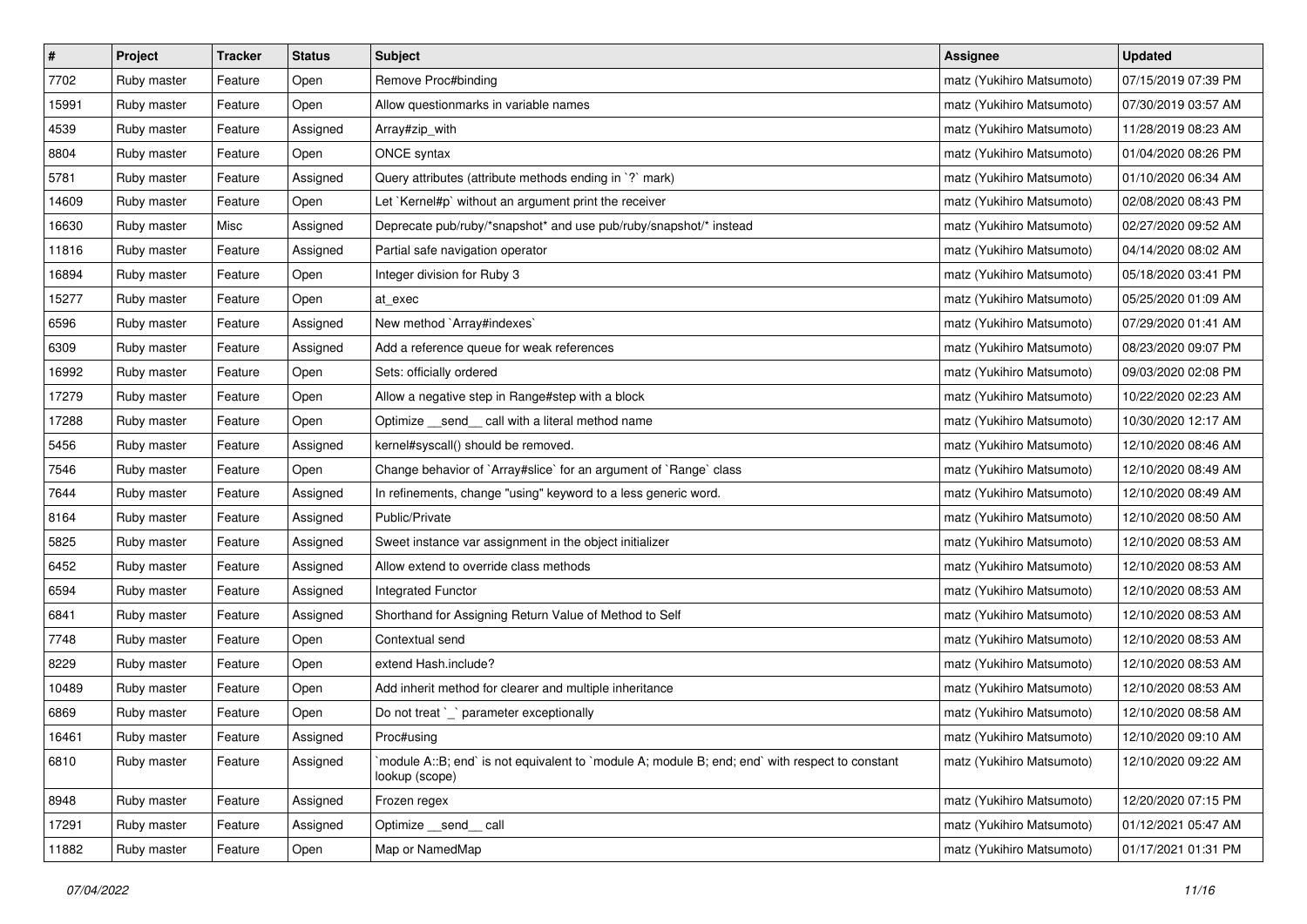| # | Project | Tracker | Status | Subject | Assignee | Updated |
|---|---|---|---|---|---|---|
| 7702 | Ruby master | Feature | Open | Remove Proc#binding | matz (Yukihiro Matsumoto) | 07/15/2019 07:39 PM |
| 15991 | Ruby master | Feature | Open | Allow questionmarks in variable names | matz (Yukihiro Matsumoto) | 07/30/2019 03:57 AM |
| 4539 | Ruby master | Feature | Assigned | Array#zip_with | matz (Yukihiro Matsumoto) | 11/28/2019 08:23 AM |
| 8804 | Ruby master | Feature | Open | ONCE syntax | matz (Yukihiro Matsumoto) | 01/04/2020 08:26 PM |
| 5781 | Ruby master | Feature | Assigned | Query attributes (attribute methods ending in `?` mark) | matz (Yukihiro Matsumoto) | 01/10/2020 06:34 AM |
| 14609 | Ruby master | Feature | Open | Let `Kernel#p` without an argument print the receiver | matz (Yukihiro Matsumoto) | 02/08/2020 08:43 PM |
| 16630 | Ruby master | Misc | Assigned | Deprecate pub/ruby/*snapshot* and use pub/ruby/snapshot/* instead | matz (Yukihiro Matsumoto) | 02/27/2020 09:52 AM |
| 11816 | Ruby master | Feature | Assigned | Partial safe navigation operator | matz (Yukihiro Matsumoto) | 04/14/2020 08:02 AM |
| 16894 | Ruby master | Feature | Open | Integer division for Ruby 3 | matz (Yukihiro Matsumoto) | 05/18/2020 03:41 PM |
| 15277 | Ruby master | Feature | Open | at_exec | matz (Yukihiro Matsumoto) | 05/25/2020 01:09 AM |
| 6596 | Ruby master | Feature | Assigned | New method `Array#indexes` | matz (Yukihiro Matsumoto) | 07/29/2020 01:41 AM |
| 6309 | Ruby master | Feature | Assigned | Add a reference queue for weak references | matz (Yukihiro Matsumoto) | 08/23/2020 09:07 PM |
| 16992 | Ruby master | Feature | Open | Sets: officially ordered | matz (Yukihiro Matsumoto) | 09/03/2020 02:08 PM |
| 17279 | Ruby master | Feature | Open | Allow a negative step in Range#step with a block | matz (Yukihiro Matsumoto) | 10/22/2020 02:23 AM |
| 17288 | Ruby master | Feature | Open | Optimize __send__ call with a literal method name | matz (Yukihiro Matsumoto) | 10/30/2020 12:17 AM |
| 5456 | Ruby master | Feature | Assigned | kernel#syscall() should be removed. | matz (Yukihiro Matsumoto) | 12/10/2020 08:46 AM |
| 7546 | Ruby master | Feature | Open | Change behavior of `Array#slice` for an argument of `Range` class | matz (Yukihiro Matsumoto) | 12/10/2020 08:49 AM |
| 7644 | Ruby master | Feature | Assigned | In refinements, change "using" keyword to a less generic word. | matz (Yukihiro Matsumoto) | 12/10/2020 08:49 AM |
| 8164 | Ruby master | Feature | Assigned | Public/Private | matz (Yukihiro Matsumoto) | 12/10/2020 08:50 AM |
| 5825 | Ruby master | Feature | Assigned | Sweet instance var assignment in the object initializer | matz (Yukihiro Matsumoto) | 12/10/2020 08:53 AM |
| 6452 | Ruby master | Feature | Assigned | Allow extend to override class methods | matz (Yukihiro Matsumoto) | 12/10/2020 08:53 AM |
| 6594 | Ruby master | Feature | Assigned | Integrated Functor | matz (Yukihiro Matsumoto) | 12/10/2020 08:53 AM |
| 6841 | Ruby master | Feature | Assigned | Shorthand for Assigning Return Value of Method to Self | matz (Yukihiro Matsumoto) | 12/10/2020 08:53 AM |
| 7748 | Ruby master | Feature | Open | Contextual send | matz (Yukihiro Matsumoto) | 12/10/2020 08:53 AM |
| 8229 | Ruby master | Feature | Open | extend Hash.include? | matz (Yukihiro Matsumoto) | 12/10/2020 08:53 AM |
| 10489 | Ruby master | Feature | Open | Add inherit method for clearer and multiple inheritance | matz (Yukihiro Matsumoto) | 12/10/2020 08:53 AM |
| 6869 | Ruby master | Feature | Open | Do not treat `_` parameter exceptionally | matz (Yukihiro Matsumoto) | 12/10/2020 08:58 AM |
| 16461 | Ruby master | Feature | Assigned | Proc#using | matz (Yukihiro Matsumoto) | 12/10/2020 09:10 AM |
| 6810 | Ruby master | Feature | Assigned | `module A::B; end` is not equivalent to `module A; module B; end; end` with respect to constant lookup (scope) | matz (Yukihiro Matsumoto) | 12/10/2020 09:22 AM |
| 8948 | Ruby master | Feature | Assigned | Frozen regex | matz (Yukihiro Matsumoto) | 12/20/2020 07:15 PM |
| 17291 | Ruby master | Feature | Assigned | Optimize __send__ call | matz (Yukihiro Matsumoto) | 01/12/2021 05:47 AM |
| 11882 | Ruby master | Feature | Open | Map or NamedMap | matz (Yukihiro Matsumoto) | 01/17/2021 01:31 PM |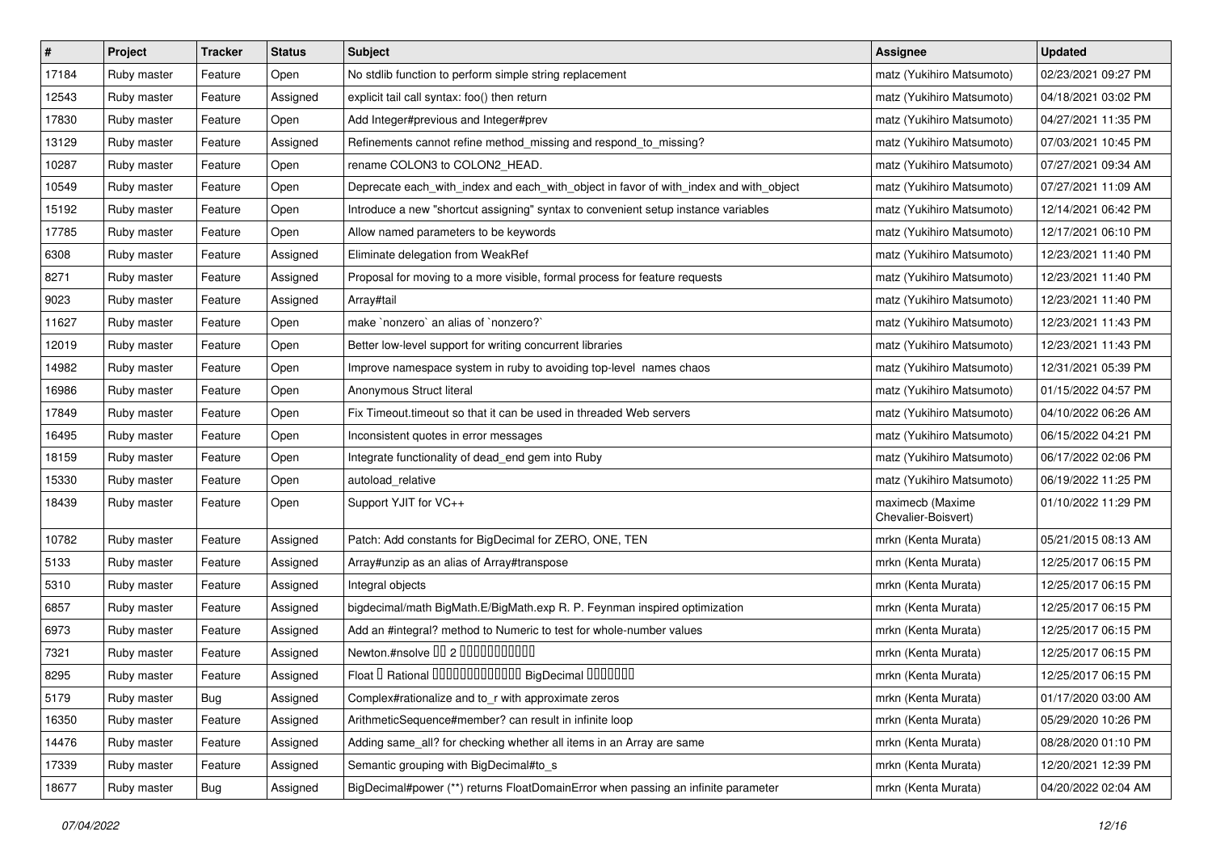| # | Project | Tracker | Status | Subject | Assignee | Updated |
|---|---|---|---|---|---|---|
| 17184 | Ruby master | Feature | Open | No stdlib function to perform simple string replacement | matz (Yukihiro Matsumoto) | 02/23/2021 09:27 PM |
| 12543 | Ruby master | Feature | Assigned | explicit tail call syntax: foo() then return | matz (Yukihiro Matsumoto) | 04/18/2021 03:02 PM |
| 17830 | Ruby master | Feature | Open | Add Integer#previous and Integer#prev | matz (Yukihiro Matsumoto) | 04/27/2021 11:35 PM |
| 13129 | Ruby master | Feature | Assigned | Refinements cannot refine method_missing and respond_to_missing? | matz (Yukihiro Matsumoto) | 07/03/2021 10:45 PM |
| 10287 | Ruby master | Feature | Open | rename COLON3 to COLON2_HEAD. | matz (Yukihiro Matsumoto) | 07/27/2021 09:34 AM |
| 10549 | Ruby master | Feature | Open | Deprecate each_with_index and each_with_object in favor of with_index and with_object | matz (Yukihiro Matsumoto) | 07/27/2021 11:09 AM |
| 15192 | Ruby master | Feature | Open | Introduce a new "shortcut assigning" syntax to convenient setup instance variables | matz (Yukihiro Matsumoto) | 12/14/2021 06:42 PM |
| 17785 | Ruby master | Feature | Open | Allow named parameters to be keywords | matz (Yukihiro Matsumoto) | 12/17/2021 06:10 PM |
| 6308 | Ruby master | Feature | Assigned | Eliminate delegation from WeakRef | matz (Yukihiro Matsumoto) | 12/23/2021 11:40 PM |
| 8271 | Ruby master | Feature | Assigned | Proposal for moving to a more visible, formal process for feature requests | matz (Yukihiro Matsumoto) | 12/23/2021 11:40 PM |
| 9023 | Ruby master | Feature | Assigned | Array#tail | matz (Yukihiro Matsumoto) | 12/23/2021 11:40 PM |
| 11627 | Ruby master | Feature | Open | make `nonzero` an alias of `nonzero?` | matz (Yukihiro Matsumoto) | 12/23/2021 11:43 PM |
| 12019 | Ruby master | Feature | Open | Better low-level support for writing concurrent libraries | matz (Yukihiro Matsumoto) | 12/23/2021 11:43 PM |
| 14982 | Ruby master | Feature | Open | Improve namespace system in ruby to avoiding top-level names chaos | matz (Yukihiro Matsumoto) | 12/31/2021 05:39 PM |
| 16986 | Ruby master | Feature | Open | Anonymous Struct literal | matz (Yukihiro Matsumoto) | 01/15/2022 04:57 PM |
| 17849 | Ruby master | Feature | Open | Fix Timeout.timeout so that it can be used in threaded Web servers | matz (Yukihiro Matsumoto) | 04/10/2022 06:26 AM |
| 16495 | Ruby master | Feature | Open | Inconsistent quotes in error messages | matz (Yukihiro Matsumoto) | 06/15/2022 04:21 PM |
| 18159 | Ruby master | Feature | Open | Integrate functionality of dead_end gem into Ruby | matz (Yukihiro Matsumoto) | 06/17/2022 02:06 PM |
| 15330 | Ruby master | Feature | Open | autoload_relative | matz (Yukihiro Matsumoto) | 06/19/2022 11:25 PM |
| 18439 | Ruby master | Feature | Open | Support YJIT for VC++ | maximecb (Maxime Chevalier-Boisvert) | 01/10/2022 11:29 PM |
| 10782 | Ruby master | Feature | Assigned | Patch: Add constants for BigDecimal for ZERO, ONE, TEN | mrkn (Kenta Murata) | 05/21/2015 08:13 AM |
| 5133 | Ruby master | Feature | Assigned | Array#unzip as an alias of Array#transpose | mrkn (Kenta Murata) | 12/25/2017 06:15 PM |
| 5310 | Ruby master | Feature | Assigned | Integral objects | mrkn (Kenta Murata) | 12/25/2017 06:15 PM |
| 6857 | Ruby master | Feature | Assigned | bigdecimal/math BigMath.E/BigMath.exp R. P. Feynman inspired optimization | mrkn (Kenta Murata) | 12/25/2017 06:15 PM |
| 6973 | Ruby master | Feature | Assigned | Add an #integral? method to Numeric to test for whole-number values | mrkn (Kenta Murata) | 12/25/2017 06:15 PM |
| 7321 | Ruby master | Feature | Assigned | Newton.#nsolve ?? 2 ??????????? | mrkn (Kenta Murata) | 12/25/2017 06:15 PM |
| 8295 | Ruby master | Feature | Assigned | Float ? Rational ????????????? BigDecimal ??????? | mrkn (Kenta Murata) | 12/25/2017 06:15 PM |
| 5179 | Ruby master | Bug | Assigned | Complex#rationalize and to_r with approximate zeros | mrkn (Kenta Murata) | 01/17/2020 03:00 AM |
| 16350 | Ruby master | Feature | Assigned | ArithmeticSequence#member? can result in infinite loop | mrkn (Kenta Murata) | 05/29/2020 10:26 PM |
| 14476 | Ruby master | Feature | Assigned | Adding same_all? for checking whether all items in an Array are same | mrkn (Kenta Murata) | 08/28/2020 01:10 PM |
| 17339 | Ruby master | Feature | Assigned | Semantic grouping with BigDecimal#to_s | mrkn (Kenta Murata) | 12/20/2021 12:39 PM |
| 18677 | Ruby master | Bug | Assigned | BigDecimal#power (**) returns FloatDomainError when passing an infinite parameter | mrkn (Kenta Murata) | 04/20/2022 02:04 AM |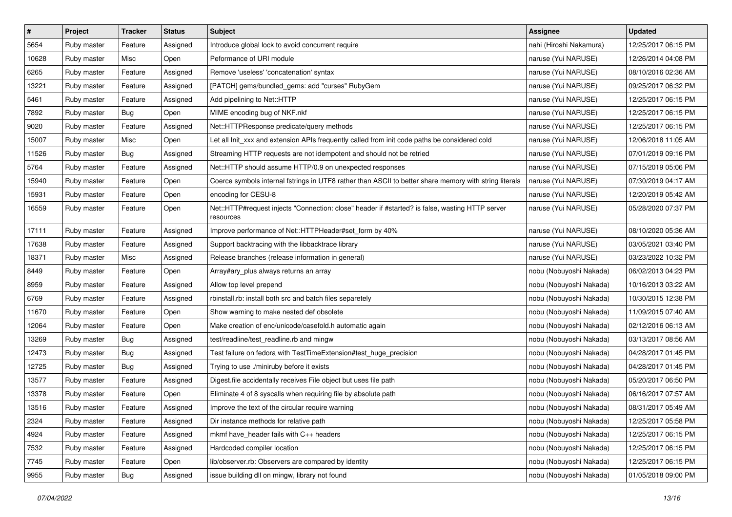| # | Project | Tracker | Status | Subject | Assignee | Updated |
|---|---|---|---|---|---|---|
| 5654 | Ruby master | Feature | Assigned | Introduce global lock to avoid concurrent require | nahi (Hiroshi Nakamura) | 12/25/2017 06:15 PM |
| 10628 | Ruby master | Misc | Open | Peformance of URI module | naruse (Yui NARUSE) | 12/26/2014 04:08 PM |
| 6265 | Ruby master | Feature | Assigned | Remove 'useless' 'concatenation' syntax | naruse (Yui NARUSE) | 08/10/2016 02:36 AM |
| 13221 | Ruby master | Feature | Assigned | [PATCH] gems/bundled_gems: add "curses" RubyGem | naruse (Yui NARUSE) | 09/25/2017 06:32 PM |
| 5461 | Ruby master | Feature | Assigned | Add pipelining to Net::HTTP | naruse (Yui NARUSE) | 12/25/2017 06:15 PM |
| 7892 | Ruby master | Bug | Open | MIME encoding bug of NKF.nkf | naruse (Yui NARUSE) | 12/25/2017 06:15 PM |
| 9020 | Ruby master | Feature | Assigned | Net::HTTPResponse predicate/query methods | naruse (Yui NARUSE) | 12/25/2017 06:15 PM |
| 15007 | Ruby master | Misc | Open | Let all Init_xxx and extension APIs frequently called from init code paths be considered cold | naruse (Yui NARUSE) | 12/06/2018 11:05 AM |
| 11526 | Ruby master | Bug | Assigned | Streaming HTTP requests are not idempotent and should not be retried | naruse (Yui NARUSE) | 07/01/2019 09:16 PM |
| 5764 | Ruby master | Feature | Assigned | Net::HTTP should assume HTTP/0.9 on unexpected responses | naruse (Yui NARUSE) | 07/15/2019 05:06 PM |
| 15940 | Ruby master | Feature | Open | Coerce symbols internal fstrings in UTF8 rather than ASCII to better share memory with string literals | naruse (Yui NARUSE) | 07/30/2019 04:17 AM |
| 15931 | Ruby master | Feature | Open | encoding for CESU-8 | naruse (Yui NARUSE) | 12/20/2019 05:42 AM |
| 16559 | Ruby master | Feature | Open | Net::HTTP#request injects "Connection: close" header if #started? is false, wasting HTTP server resources | naruse (Yui NARUSE) | 05/28/2020 07:37 PM |
| 17111 | Ruby master | Feature | Assigned | Improve performance of Net::HTTPHeader#set_form by 40% | naruse (Yui NARUSE) | 08/10/2020 05:36 AM |
| 17638 | Ruby master | Feature | Assigned | Support backtracing with the libbacktrace library | naruse (Yui NARUSE) | 03/05/2021 03:40 PM |
| 18371 | Ruby master | Misc | Assigned | Release branches (release information in general) | naruse (Yui NARUSE) | 03/23/2022 10:32 PM |
| 8449 | Ruby master | Feature | Open | Array#ary_plus always returns an array | nobu (Nobuyoshi Nakada) | 06/02/2013 04:23 PM |
| 8959 | Ruby master | Feature | Assigned | Allow top level prepend | nobu (Nobuyoshi Nakada) | 10/16/2013 03:22 AM |
| 6769 | Ruby master | Feature | Assigned | rbinstall.rb: install both src and batch files separetely | nobu (Nobuyoshi Nakada) | 10/30/2015 12:38 PM |
| 11670 | Ruby master | Feature | Open | Show warning to make nested def obsolete | nobu (Nobuyoshi Nakada) | 11/09/2015 07:40 AM |
| 12064 | Ruby master | Feature | Open | Make creation of enc/unicode/casefold.h automatic again | nobu (Nobuyoshi Nakada) | 02/12/2016 06:13 AM |
| 13269 | Ruby master | Bug | Assigned | test/readline/test_readline.rb and mingw | nobu (Nobuyoshi Nakada) | 03/13/2017 08:56 AM |
| 12473 | Ruby master | Bug | Assigned | Test failure on fedora with TestTimeExtension#test_huge_precision | nobu (Nobuyoshi Nakada) | 04/28/2017 01:45 PM |
| 12725 | Ruby master | Bug | Assigned | Trying to use ./miniruby before it exists | nobu (Nobuyoshi Nakada) | 04/28/2017 01:45 PM |
| 13577 | Ruby master | Feature | Assigned | Digest.file accidentally receives File object but uses file path | nobu (Nobuyoshi Nakada) | 05/20/2017 06:50 PM |
| 13378 | Ruby master | Feature | Open | Eliminate 4 of 8 syscalls when requiring file by absolute path | nobu (Nobuyoshi Nakada) | 06/16/2017 07:57 AM |
| 13516 | Ruby master | Feature | Assigned | Improve the text of the circular require warning | nobu (Nobuyoshi Nakada) | 08/31/2017 05:49 AM |
| 2324 | Ruby master | Feature | Assigned | Dir instance methods for relative path | nobu (Nobuyoshi Nakada) | 12/25/2017 05:58 PM |
| 4924 | Ruby master | Feature | Assigned | mkmf have_header fails with C++ headers | nobu (Nobuyoshi Nakada) | 12/25/2017 06:15 PM |
| 7532 | Ruby master | Feature | Assigned | Hardcoded compiler location | nobu (Nobuyoshi Nakada) | 12/25/2017 06:15 PM |
| 7745 | Ruby master | Feature | Open | lib/observer.rb: Observers are compared by identity | nobu (Nobuyoshi Nakada) | 12/25/2017 06:15 PM |
| 9955 | Ruby master | Bug | Assigned | issue building dll on mingw, library not found | nobu (Nobuyoshi Nakada) | 01/05/2018 09:00 PM |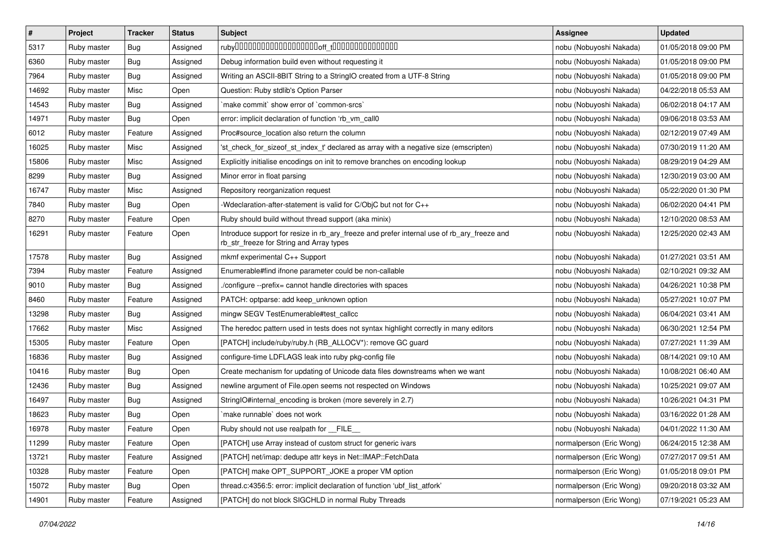| # | Project | Tracker | Status | Subject | Assignee | Updated |
|---|---|---|---|---|---|---|
| 5317 | Ruby master | Bug | Assigned | ruby����������������������off_t�������������� | nobu (Nobuyoshi Nakada) | 01/05/2018 09:00 PM |
| 6360 | Ruby master | Bug | Assigned | Debug information build even without requesting it | nobu (Nobuyoshi Nakada) | 01/05/2018 09:00 PM |
| 7964 | Ruby master | Bug | Assigned | Writing an ASCII-8BIT String to a StringIO created from a UTF-8 String | nobu (Nobuyoshi Nakada) | 01/05/2018 09:00 PM |
| 14692 | Ruby master | Misc | Open | Question: Ruby stdlib's Option Parser | nobu (Nobuyoshi Nakada) | 04/22/2018 05:53 AM |
| 14543 | Ruby master | Bug | Assigned | `make commit` show error of `common-srcs` | nobu (Nobuyoshi Nakada) | 06/02/2018 04:17 AM |
| 14971 | Ruby master | Bug | Open | error: implicit declaration of function 'rb_vm_call0 | nobu (Nobuyoshi Nakada) | 09/06/2018 03:53 AM |
| 6012 | Ruby master | Feature | Assigned | Proc#source_location also return the column | nobu (Nobuyoshi Nakada) | 02/12/2019 07:49 AM |
| 16025 | Ruby master | Misc | Assigned | 'st_check_for_sizeof_st_index_t' declared as array with a negative size (emscripten) | nobu (Nobuyoshi Nakada) | 07/30/2019 11:20 AM |
| 15806 | Ruby master | Misc | Assigned | Explicitly initialise encodings on init to remove branches on encoding lookup | nobu (Nobuyoshi Nakada) | 08/29/2019 04:29 AM |
| 8299 | Ruby master | Bug | Assigned | Minor error in float parsing | nobu (Nobuyoshi Nakada) | 12/30/2019 03:00 AM |
| 16747 | Ruby master | Misc | Assigned | Repository reorganization request | nobu (Nobuyoshi Nakada) | 05/22/2020 01:30 PM |
| 7840 | Ruby master | Bug | Open | -Wdeclaration-after-statement is valid for C/ObjC but not for C++ | nobu (Nobuyoshi Nakada) | 06/02/2020 04:41 PM |
| 8270 | Ruby master | Feature | Open | Ruby should build without thread support (aka minix) | nobu (Nobuyoshi Nakada) | 12/10/2020 08:53 AM |
| 16291 | Ruby master | Feature | Open | Introduce support for resize in rb_ary_freeze and prefer internal use of rb_ary_freeze and rb_str_freeze for String and Array types | nobu (Nobuyoshi Nakada) | 12/25/2020 02:43 AM |
| 17578 | Ruby master | Bug | Assigned | mkmf experimental C++ Support | nobu (Nobuyoshi Nakada) | 01/27/2021 03:51 AM |
| 7394 | Ruby master | Feature | Assigned | Enumerable#find ifnone parameter could be non-callable | nobu (Nobuyoshi Nakada) | 02/10/2021 09:32 AM |
| 9010 | Ruby master | Bug | Assigned | ./configure --prefix= cannot handle directories with spaces | nobu (Nobuyoshi Nakada) | 04/26/2021 10:38 PM |
| 8460 | Ruby master | Feature | Assigned | PATCH: optparse: add keep_unknown option | nobu (Nobuyoshi Nakada) | 05/27/2021 10:07 PM |
| 13298 | Ruby master | Bug | Assigned | mingw SEGV TestEnumerable#test_callcc | nobu (Nobuyoshi Nakada) | 06/04/2021 03:41 AM |
| 17662 | Ruby master | Misc | Assigned | The heredoc pattern used in tests does not syntax highlight correctly in many editors | nobu (Nobuyoshi Nakada) | 06/30/2021 12:54 PM |
| 15305 | Ruby master | Feature | Open | [PATCH] include/ruby/ruby.h (RB_ALLOCV*): remove GC guard | nobu (Nobuyoshi Nakada) | 07/27/2021 11:39 AM |
| 16836 | Ruby master | Bug | Assigned | configure-time LDFLAGS leak into ruby pkg-config file | nobu (Nobuyoshi Nakada) | 08/14/2021 09:10 AM |
| 10416 | Ruby master | Bug | Open | Create mechanism for updating of Unicode data files downstreams when we want | nobu (Nobuyoshi Nakada) | 10/08/2021 06:40 AM |
| 12436 | Ruby master | Bug | Assigned | newline argument of File.open seems not respected on Windows | nobu (Nobuyoshi Nakada) | 10/25/2021 09:07 AM |
| 16497 | Ruby master | Bug | Assigned | StringIO#internal_encoding is broken (more severely in 2.7) | nobu (Nobuyoshi Nakada) | 10/26/2021 04:31 PM |
| 18623 | Ruby master | Bug | Open | `make runnable` does not work | nobu (Nobuyoshi Nakada) | 03/16/2022 01:28 AM |
| 16978 | Ruby master | Feature | Open | Ruby should not use realpath for __FILE__ | nobu (Nobuyoshi Nakada) | 04/01/2022 11:30 AM |
| 11299 | Ruby master | Feature | Open | [PATCH] use Array instead of custom struct for generic ivars | normalperson (Eric Wong) | 06/24/2015 12:38 AM |
| 13721 | Ruby master | Feature | Assigned | [PATCH] net/imap: dedupe attr keys in Net::IMAP::FetchData | normalperson (Eric Wong) | 07/27/2017 09:51 AM |
| 10328 | Ruby master | Feature | Open | [PATCH] make OPT_SUPPORT_JOKE a proper VM option | normalperson (Eric Wong) | 01/05/2018 09:01 PM |
| 15072 | Ruby master | Bug | Open | thread.c:4356:5: error: implicit declaration of function 'ubf_list_atfork' | normalperson (Eric Wong) | 09/20/2018 03:32 AM |
| 14901 | Ruby master | Feature | Assigned | [PATCH] do not block SIGCHLD in normal Ruby Threads | normalperson (Eric Wong) | 07/19/2021 05:23 AM |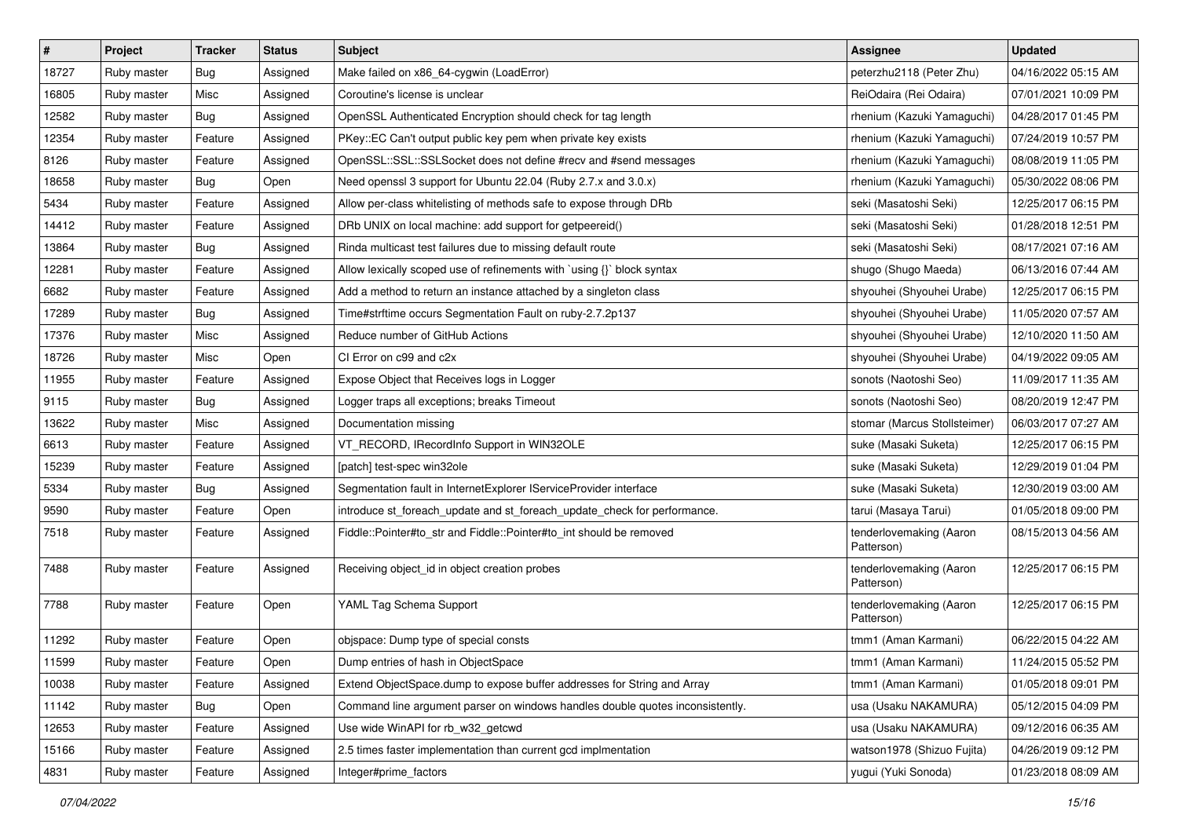| # | Project | Tracker | Status | Subject | Assignee | Updated |
|---|---|---|---|---|---|---|
| 18727 | Ruby master | Bug | Assigned | Make failed on x86_64-cygwin (LoadError) | peterzhu2118 (Peter Zhu) | 04/16/2022 05:15 AM |
| 16805 | Ruby master | Misc | Assigned | Coroutine's license is unclear | ReiOdaira (Rei Odaira) | 07/01/2021 10:09 PM |
| 12582 | Ruby master | Bug | Assigned | OpenSSL Authenticated Encryption should check for tag length | rhenium (Kazuki Yamaguchi) | 04/28/2017 01:45 PM |
| 12354 | Ruby master | Feature | Assigned | PKey::EC Can't output public key pem when private key exists | rhenium (Kazuki Yamaguchi) | 07/24/2019 10:57 PM |
| 8126 | Ruby master | Feature | Assigned | OpenSSL::SSL::SSLSocket does not define #recv and #send messages | rhenium (Kazuki Yamaguchi) | 08/08/2019 11:05 PM |
| 18658 | Ruby master | Bug | Open | Need openssl 3 support for Ubuntu 22.04 (Ruby 2.7.x and 3.0.x) | rhenium (Kazuki Yamaguchi) | 05/30/2022 08:06 PM |
| 5434 | Ruby master | Feature | Assigned | Allow per-class whitelisting of methods safe to expose through DRb | seki (Masatoshi Seki) | 12/25/2017 06:15 PM |
| 14412 | Ruby master | Feature | Assigned | DRb UNIX on local machine: add support for getpeereid() | seki (Masatoshi Seki) | 01/28/2018 12:51 PM |
| 13864 | Ruby master | Bug | Assigned | Rinda multicast test failures due to missing default route | seki (Masatoshi Seki) | 08/17/2021 07:16 AM |
| 12281 | Ruby master | Feature | Assigned | Allow lexically scoped use of refinements with `using {}` block syntax | shugo (Shugo Maeda) | 06/13/2016 07:44 AM |
| 6682 | Ruby master | Feature | Assigned | Add a method to return an instance attached by a singleton class | shyouhei (Shyouhei Urabe) | 12/25/2017 06:15 PM |
| 17289 | Ruby master | Bug | Assigned | Time#strftime occurs Segmentation Fault on ruby-2.7.2p137 | shyouhei (Shyouhei Urabe) | 11/05/2020 07:57 AM |
| 17376 | Ruby master | Misc | Assigned | Reduce number of GitHub Actions | shyouhei (Shyouhei Urabe) | 12/10/2020 11:50 AM |
| 18726 | Ruby master | Misc | Open | CI Error on c99 and c2x | shyouhei (Shyouhei Urabe) | 04/19/2022 09:05 AM |
| 11955 | Ruby master | Feature | Assigned | Expose Object that Receives logs in Logger | sonots (Naotoshi Seo) | 11/09/2017 11:35 AM |
| 9115 | Ruby master | Bug | Assigned | Logger traps all exceptions; breaks Timeout | sonots (Naotoshi Seo) | 08/20/2019 12:47 PM |
| 13622 | Ruby master | Misc | Assigned | Documentation missing | stomar (Marcus Stollsteimer) | 06/03/2017 07:27 AM |
| 6613 | Ruby master | Feature | Assigned | VT_RECORD, IRecordInfo Support in WIN32OLE | suke (Masaki Suketa) | 12/25/2017 06:15 PM |
| 15239 | Ruby master | Feature | Assigned | [patch] test-spec win32ole | suke (Masaki Suketa) | 12/29/2019 01:04 PM |
| 5334 | Ruby master | Bug | Assigned | Segmentation fault in InternetExplorer IServiceProvider interface | suke (Masaki Suketa) | 12/30/2019 03:00 AM |
| 9590 | Ruby master | Feature | Open | introduce st_foreach_update and st_foreach_update_check for performance. | tarui (Masaya Tarui) | 01/05/2018 09:00 PM |
| 7518 | Ruby master | Feature | Assigned | Fiddle::Pointer#to_str and Fiddle::Pointer#to_int should be removed | tenderlovemaking (Aaron Patterson) | 08/15/2013 04:56 AM |
| 7488 | Ruby master | Feature | Assigned | Receiving object_id in object creation probes | tenderlovemaking (Aaron Patterson) | 12/25/2017 06:15 PM |
| 7788 | Ruby master | Feature | Open | YAML Tag Schema Support | tenderlovemaking (Aaron Patterson) | 12/25/2017 06:15 PM |
| 11292 | Ruby master | Feature | Open | objspace: Dump type of special consts | tmm1 (Aman Karmani) | 06/22/2015 04:22 AM |
| 11599 | Ruby master | Feature | Open | Dump entries of hash in ObjectSpace | tmm1 (Aman Karmani) | 11/24/2015 05:52 PM |
| 10038 | Ruby master | Feature | Assigned | Extend ObjectSpace.dump to expose buffer addresses for String and Array | tmm1 (Aman Karmani) | 01/05/2018 09:01 PM |
| 11142 | Ruby master | Bug | Open | Command line argument parser on windows handles double quotes inconsistently. | usa (Usaku NAKAMURA) | 05/12/2015 04:09 PM |
| 12653 | Ruby master | Feature | Assigned | Use wide WinAPI for rb_w32_getcwd | usa (Usaku NAKAMURA) | 09/12/2016 06:35 AM |
| 15166 | Ruby master | Feature | Assigned | 2.5 times faster implementation than current gcd implmentation | watson1978 (Shizuo Fujita) | 04/26/2019 09:12 PM |
| 4831 | Ruby master | Feature | Assigned | Integer#prime_factors | yugui (Yuki Sonoda) | 01/23/2018 08:09 AM |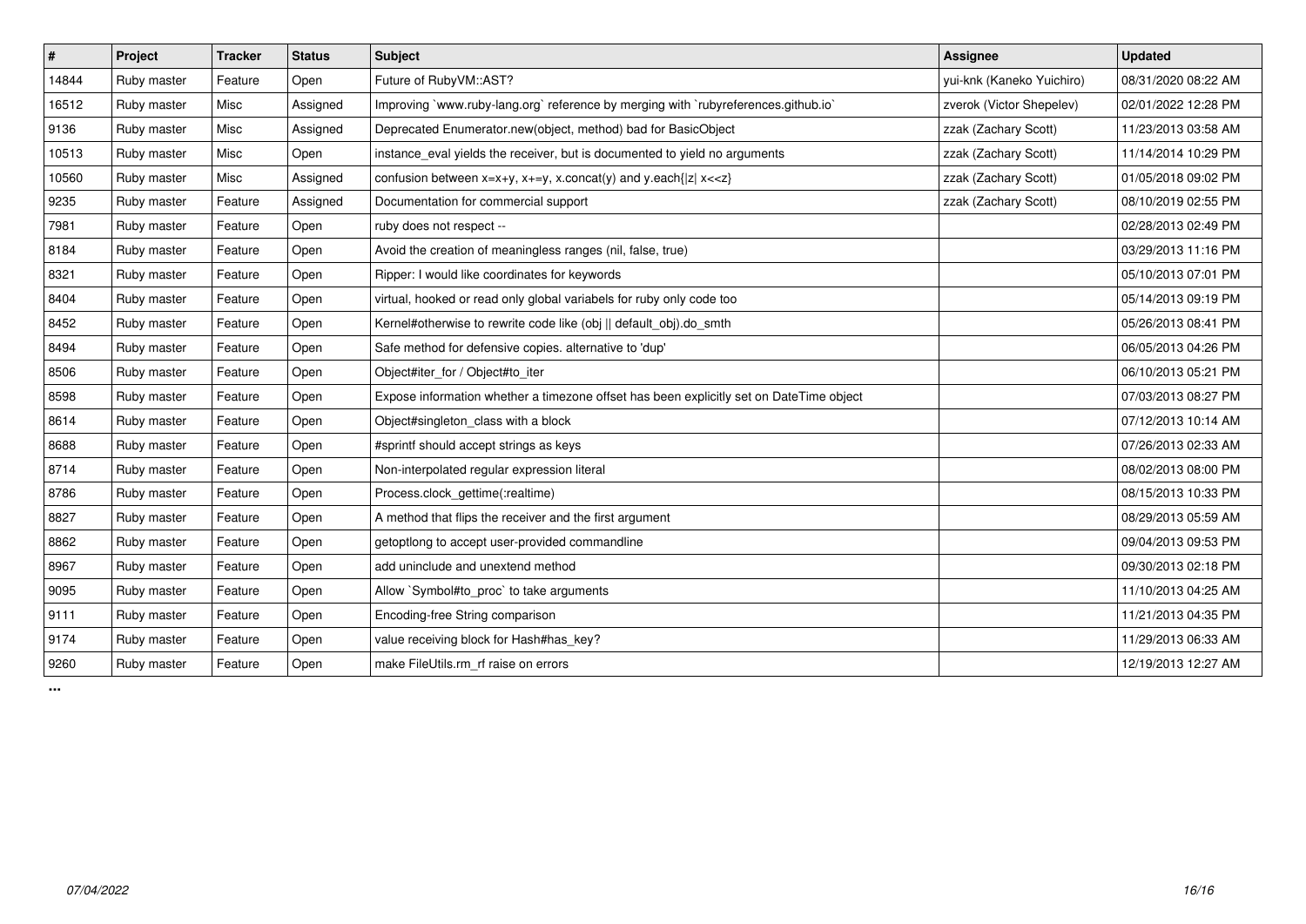| # | Project | Tracker | Status | Subject | Assignee | Updated |
|---|---|---|---|---|---|---|
| 14844 | Ruby master | Feature | Open | Future of RubyVM::AST? | yui-knk (Kaneko Yuichiro) | 08/31/2020 08:22 AM |
| 16512 | Ruby master | Misc | Assigned | Improving `www.ruby-lang.org` reference by merging with `rubyreferences.github.io` | zverok (Victor Shepelev) | 02/01/2022 12:28 PM |
| 9136 | Ruby master | Misc | Assigned | Deprecated Enumerator.new(object, method) bad for BasicObject | zzak (Zachary Scott) | 11/23/2013 03:58 AM |
| 10513 | Ruby master | Misc | Open | instance_eval yields the receiver, but is documented to yield no arguments | zzak (Zachary Scott) | 11/14/2014 10:29 PM |
| 10560 | Ruby master | Misc | Assigned | confusion between x=x+y, x+=y, x.concat(y) and y.each{\|z\| x<<z} | zzak (Zachary Scott) | 01/05/2018 09:02 PM |
| 9235 | Ruby master | Feature | Assigned | Documentation for commercial support | zzak (Zachary Scott) | 08/10/2019 02:55 PM |
| 7981 | Ruby master | Feature | Open | ruby does not respect -- | | 02/28/2013 02:49 PM |
| 8184 | Ruby master | Feature | Open | Avoid the creation of meaningless ranges (nil, false, true) | | 03/29/2013 11:16 PM |
| 8321 | Ruby master | Feature | Open | Ripper: I would like coordinates for keywords | | 05/10/2013 07:01 PM |
| 8404 | Ruby master | Feature | Open | virtual, hooked or read only global variabels for ruby only code too | | 05/14/2013 09:19 PM |
| 8452 | Ruby master | Feature | Open | Kernel#otherwise to rewrite code like (obj \|\| default_obj).do_smth | | 05/26/2013 08:41 PM |
| 8494 | Ruby master | Feature | Open | Safe method for defensive copies. alternative to 'dup' | | 06/05/2013 04:26 PM |
| 8506 | Ruby master | Feature | Open | Object#iter_for / Object#to_iter | | 06/10/2013 05:21 PM |
| 8598 | Ruby master | Feature | Open | Expose information whether a timezone offset has been explicitly set on DateTime object | | 07/03/2013 08:27 PM |
| 8614 | Ruby master | Feature | Open | Object#singleton_class with a block | | 07/12/2013 10:14 AM |
| 8688 | Ruby master | Feature | Open | #sprintf should accept strings as keys | | 07/26/2013 02:33 AM |
| 8714 | Ruby master | Feature | Open | Non-interpolated regular expression literal | | 08/02/2013 08:00 PM |
| 8786 | Ruby master | Feature | Open | Process.clock_gettime(:realtime) | | 08/15/2013 10:33 PM |
| 8827 | Ruby master | Feature | Open | A method that flips the receiver and the first argument | | 08/29/2013 05:59 AM |
| 8862 | Ruby master | Feature | Open | getoptlong to accept user-provided commandline | | 09/04/2013 09:53 PM |
| 8967 | Ruby master | Feature | Open | add uninclude and unextend method | | 09/30/2013 02:18 PM |
| 9095 | Ruby master | Feature | Open | Allow `Symbol#to_proc` to take arguments | | 11/10/2013 04:25 AM |
| 9111 | Ruby master | Feature | Open | Encoding-free String comparison | | 11/21/2013 04:35 PM |
| 9174 | Ruby master | Feature | Open | value receiving block for Hash#has_key? | | 11/29/2013 06:33 AM |
| 9260 | Ruby master | Feature | Open | make FileUtils.rm_rf raise on errors | | 12/19/2013 12:27 AM |

...